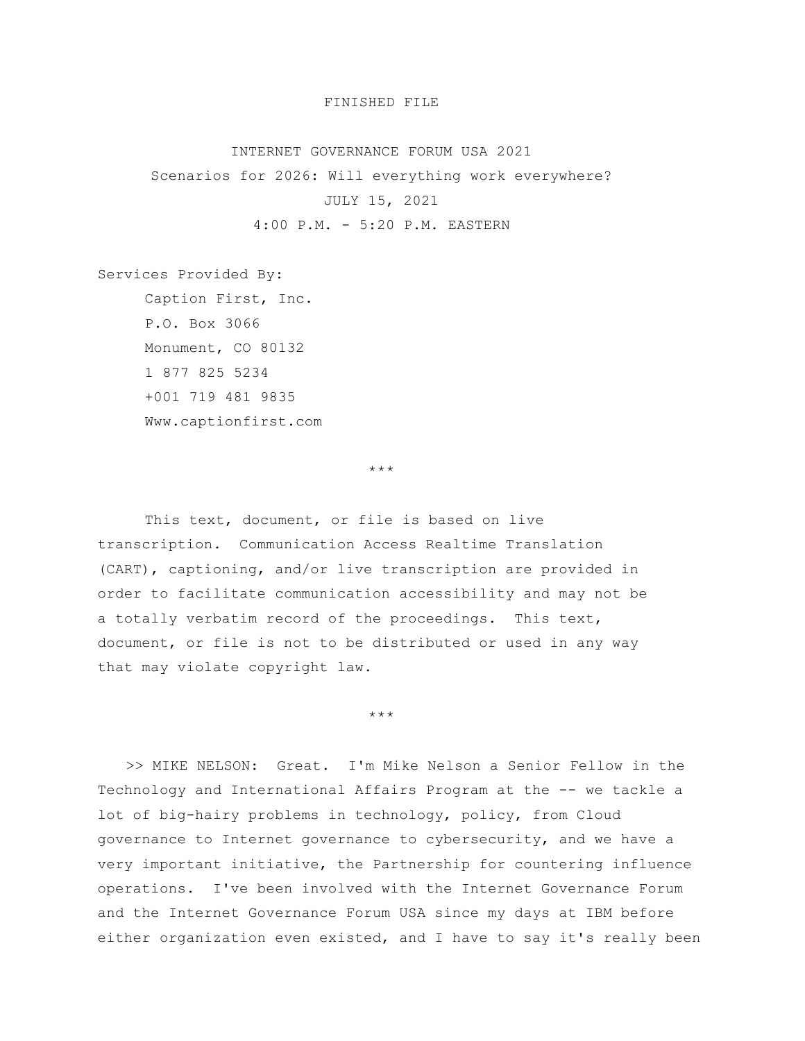FINISHED FILE

INTERNET GOVERNANCE FORUM USA 2021

Scenarios for 2026: Will everything work everywhere?

JULY 15, 2021

4:00 P.M. - 5:20 P.M. EASTERN

Services Provided By:

Caption First, Inc.
P.O. Box 3066
Monument, CO 80132
1 877 825 5234
+001 719 481 9835
Www.captionfirst.com

\*\*\*

This text, document, or file is based on live transcription. Communication Access Realtime Translation (CART), captioning, and/or live transcription are provided in order to facilitate communication accessibility and may not be a totally verbatim record of the proceedings. This text, document, or file is not to be distributed or used in any way that may violate copyright law.

\*\*\*

>> MIKE NELSON: Great. I'm Mike Nelson a Senior Fellow in the Technology and International Affairs Program at the -- we tackle a lot of big-hairy problems in technology, policy, from Cloud governance to Internet governance to cybersecurity, and we have a very important initiative, the Partnership for countering influence operations. I've been involved with the Internet Governance Forum and the Internet Governance Forum USA since my days at IBM before either organization even existed, and I have to say it's really been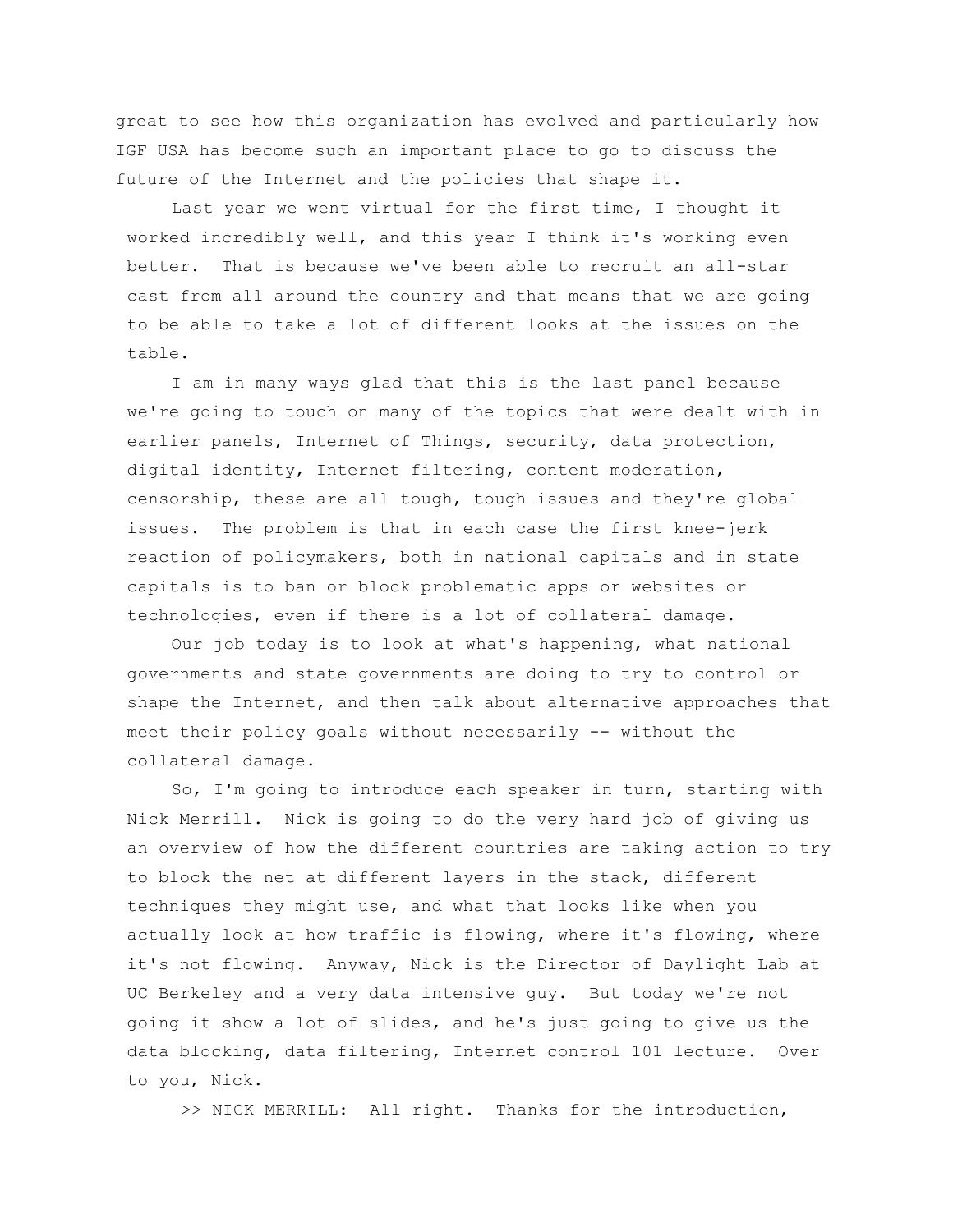great to see how this organization has evolved and particularly how IGF USA has become such an important place to go to discuss the future of the Internet and the policies that shape it.

Last year we went virtual for the first time, I thought it worked incredibly well, and this year I think it's working even better. That is because we've been able to recruit an all-star cast from all around the country and that means that we are going to be able to take a lot of different looks at the issues on the table.

I am in many ways glad that this is the last panel because we're going to touch on many of the topics that were dealt with in earlier panels, Internet of Things, security, data protection, digital identity, Internet filtering, content moderation, censorship, these are all tough, tough issues and they're global issues. The problem is that in each case the first knee-jerk reaction of policymakers, both in national capitals and in state capitals is to ban or block problematic apps or websites or technologies, even if there is a lot of collateral damage.

Our job today is to look at what's happening, what national governments and state governments are doing to try to control or shape the Internet, and then talk about alternative approaches that meet their policy goals without necessarily -- without the collateral damage.

So, I'm going to introduce each speaker in turn, starting with Nick Merrill. Nick is going to do the very hard job of giving us an overview of how the different countries are taking action to try to block the net at different layers in the stack, different techniques they might use, and what that looks like when you actually look at how traffic is flowing, where it's flowing, where it's not flowing. Anyway, Nick is the Director of Daylight Lab at UC Berkeley and a very data intensive guy. But today we're not going it show a lot of slides, and he's just going to give us the data blocking, data filtering, Internet control 101 lecture. Over to you, Nick.

>> NICK MERRILL: All right. Thanks for the introduction,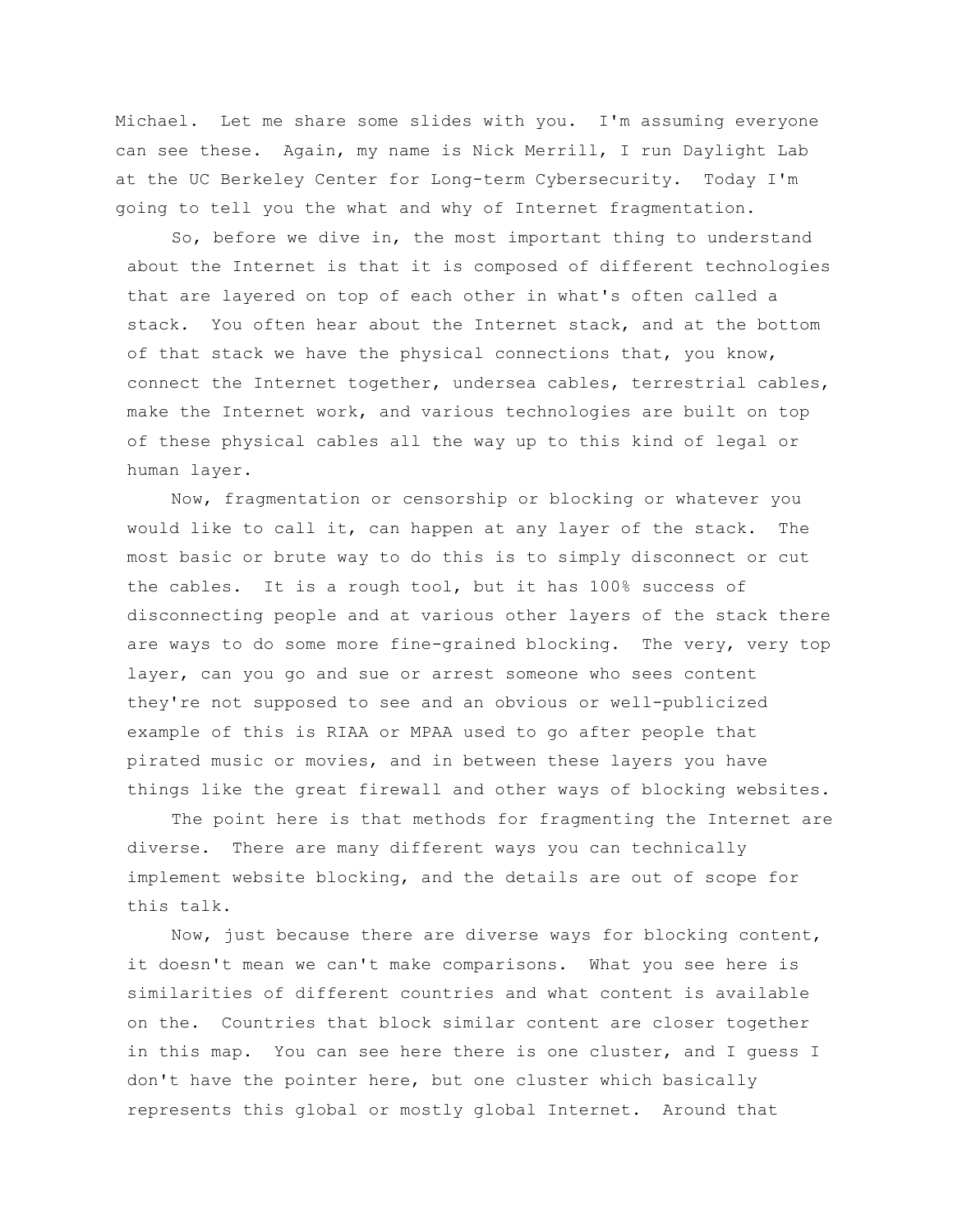Michael. Let me share some slides with you. I'm assuming everyone can see these. Again, my name is Nick Merrill, I run Daylight Lab at the UC Berkeley Center for Long-term Cybersecurity. Today I'm going to tell you the what and why of Internet fragmentation.

So, before we dive in, the most important thing to understand about the Internet is that it is composed of different technologies that are layered on top of each other in what's often called a stack. You often hear about the Internet stack, and at the bottom of that stack we have the physical connections that, you know, connect the Internet together, undersea cables, terrestrial cables, make the Internet work, and various technologies are built on top of these physical cables all the way up to this kind of legal or human layer.

Now, fragmentation or censorship or blocking or whatever you would like to call it, can happen at any layer of the stack. The most basic or brute way to do this is to simply disconnect or cut the cables. It is a rough tool, but it has 100% success of disconnecting people and at various other layers of the stack there are ways to do some more fine-grained blocking. The very, very top layer, can you go and sue or arrest someone who sees content they're not supposed to see and an obvious or well-publicized example of this is RIAA or MPAA used to go after people that pirated music or movies, and in between these layers you have things like the great firewall and other ways of blocking websites.

The point here is that methods for fragmenting the Internet are diverse. There are many different ways you can technically implement website blocking, and the details are out of scope for this talk.

Now, just because there are diverse ways for blocking content, it doesn't mean we can't make comparisons. What you see here is similarities of different countries and what content is available on the. Countries that block similar content are closer together in this map. You can see here there is one cluster, and I guess I don't have the pointer here, but one cluster which basically represents this global or mostly global Internet. Around that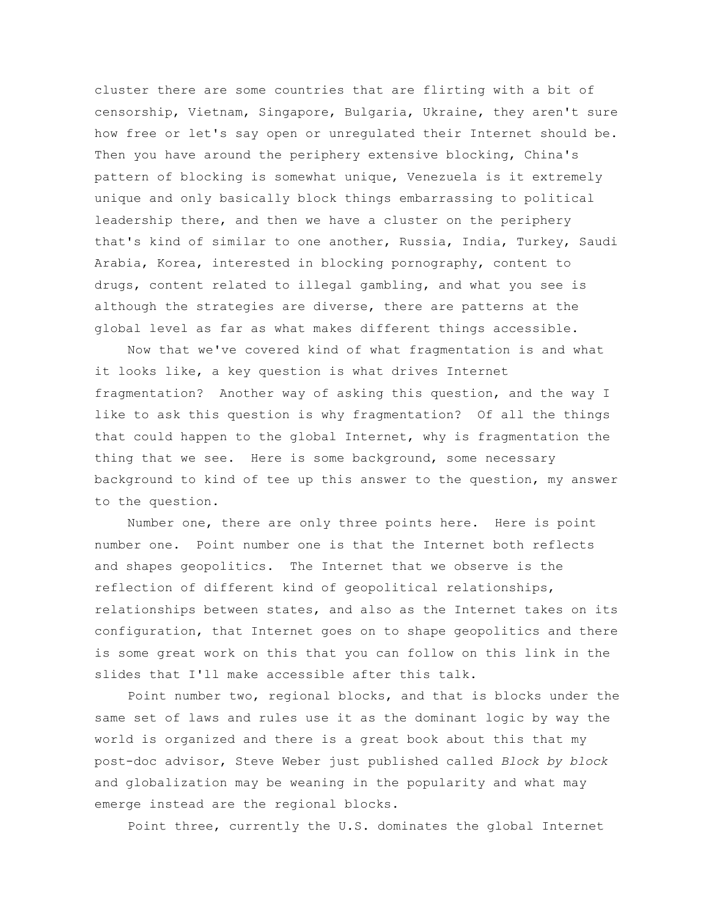cluster there are some countries that are flirting with a bit of censorship, Vietnam, Singapore, Bulgaria, Ukraine, they aren't sure how free or let's say open or unregulated their Internet should be. Then you have around the periphery extensive blocking, China's pattern of blocking is somewhat unique, Venezuela is it extremely unique and only basically block things embarrassing to political leadership there, and then we have a cluster on the periphery that's kind of similar to one another, Russia, India, Turkey, Saudi Arabia, Korea, interested in blocking pornography, content to drugs, content related to illegal gambling, and what you see is although the strategies are diverse, there are patterns at the global level as far as what makes different things accessible.

Now that we've covered kind of what fragmentation is and what it looks like, a key question is what drives Internet fragmentation? Another way of asking this question, and the way I like to ask this question is why fragmentation? Of all the things that could happen to the global Internet, why is fragmentation the thing that we see. Here is some background, some necessary background to kind of tee up this answer to the question, my answer to the question.

Number one, there are only three points here. Here is point number one. Point number one is that the Internet both reflects and shapes geopolitics. The Internet that we observe is the reflection of different kind of geopolitical relationships, relationships between states, and also as the Internet takes on its configuration, that Internet goes on to shape geopolitics and there is some great work on this that you can follow on this link in the slides that I'll make accessible after this talk.

Point number two, regional blocks, and that is blocks under the same set of laws and rules use it as the dominant logic by way the world is organized and there is a great book about this that my post-doc advisor, Steve Weber just published called *Block by block* and globalization may be weaning in the popularity and what may emerge instead are the regional blocks.

Point three, currently the U.S. dominates the global Internet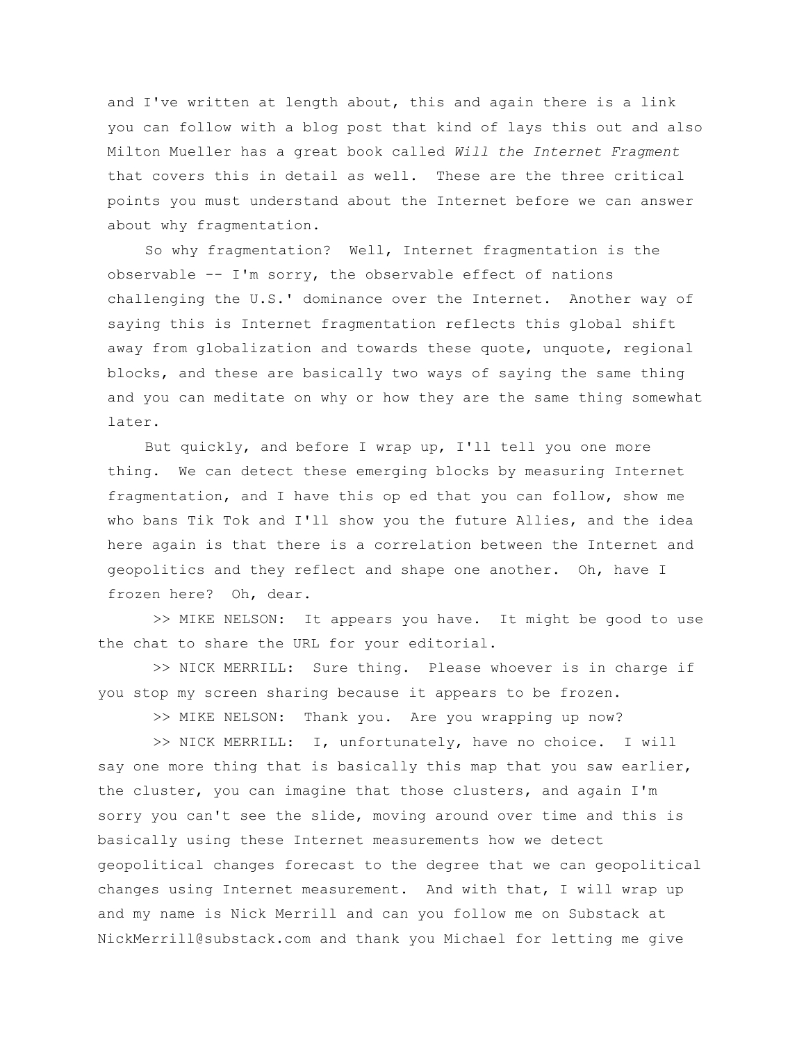and I've written at length about, this and again there is a link you can follow with a blog post that kind of lays this out and also Milton Mueller has a great book called *Will the Internet Fragment* that covers this in detail as well. These are the three critical points you must understand about the Internet before we can answer about why fragmentation.

So why fragmentation? Well, Internet fragmentation is the observable -- I'm sorry, the observable effect of nations challenging the U.S.' dominance over the Internet. Another way of saying this is Internet fragmentation reflects this global shift away from globalization and towards these quote, unquote, regional blocks, and these are basically two ways of saying the same thing and you can meditate on why or how they are the same thing somewhat later.

But quickly, and before I wrap up, I'll tell you one more thing. We can detect these emerging blocks by measuring Internet fragmentation, and I have this op ed that you can follow, show me who bans Tik Tok and I'll show you the future Allies, and the idea here again is that there is a correlation between the Internet and geopolitics and they reflect and shape one another. Oh, have I frozen here? Oh, dear.

>> MIKE NELSON: It appears you have. It might be good to use the chat to share the URL for your editorial.

>> NICK MERRILL: Sure thing. Please whoever is in charge if you stop my screen sharing because it appears to be frozen.

>> MIKE NELSON: Thank you. Are you wrapping up now?

>> NICK MERRILL: I, unfortunately, have no choice. I will say one more thing that is basically this map that you saw earlier, the cluster, you can imagine that those clusters, and again I'm sorry you can't see the slide, moving around over time and this is basically using these Internet measurements how we detect geopolitical changes forecast to the degree that we can geopolitical changes using Internet measurement. And with that, I will wrap up and my name is Nick Merrill and can you follow me on Substack at NickMerrill@substack.com and thank you Michael for letting me give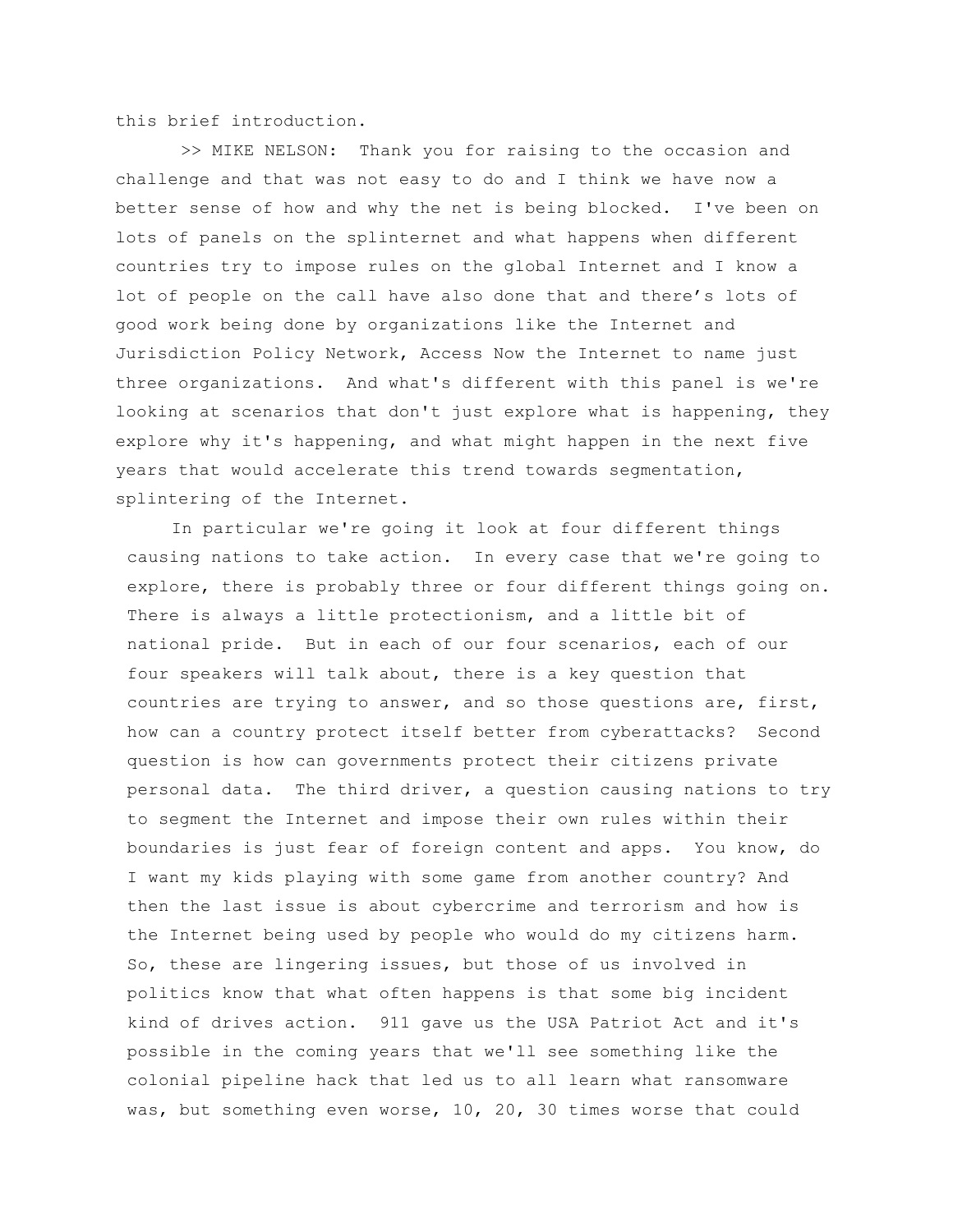this brief introduction.

>> MIKE NELSON: Thank you for raising to the occasion and challenge and that was not easy to do and I think we have now a better sense of how and why the net is being blocked. I've been on lots of panels on the splinternet and what happens when different countries try to impose rules on the global Internet and I know a lot of people on the call have also done that and there's lots of good work being done by organizations like the Internet and Jurisdiction Policy Network, Access Now the Internet to name just three organizations. And what's different with this panel is we're looking at scenarios that don't just explore what is happening, they explore why it's happening, and what might happen in the next five years that would accelerate this trend towards segmentation, splintering of the Internet.

In particular we're going it look at four different things causing nations to take action. In every case that we're going to explore, there is probably three or four different things going on. There is always a little protectionism, and a little bit of national pride. But in each of our four scenarios, each of our four speakers will talk about, there is a key question that countries are trying to answer, and so those questions are, first, how can a country protect itself better from cyberattacks? Second question is how can governments protect their citizens private personal data. The third driver, a question causing nations to try to segment the Internet and impose their own rules within their boundaries is just fear of foreign content and apps. You know, do I want my kids playing with some game from another country? And then the last issue is about cybercrime and terrorism and how is the Internet being used by people who would do my citizens harm. So, these are lingering issues, but those of us involved in politics know that what often happens is that some big incident kind of drives action. 911 gave us the USA Patriot Act and it's possible in the coming years that we'll see something like the colonial pipeline hack that led us to all learn what ransomware was, but something even worse, 10, 20, 30 times worse that could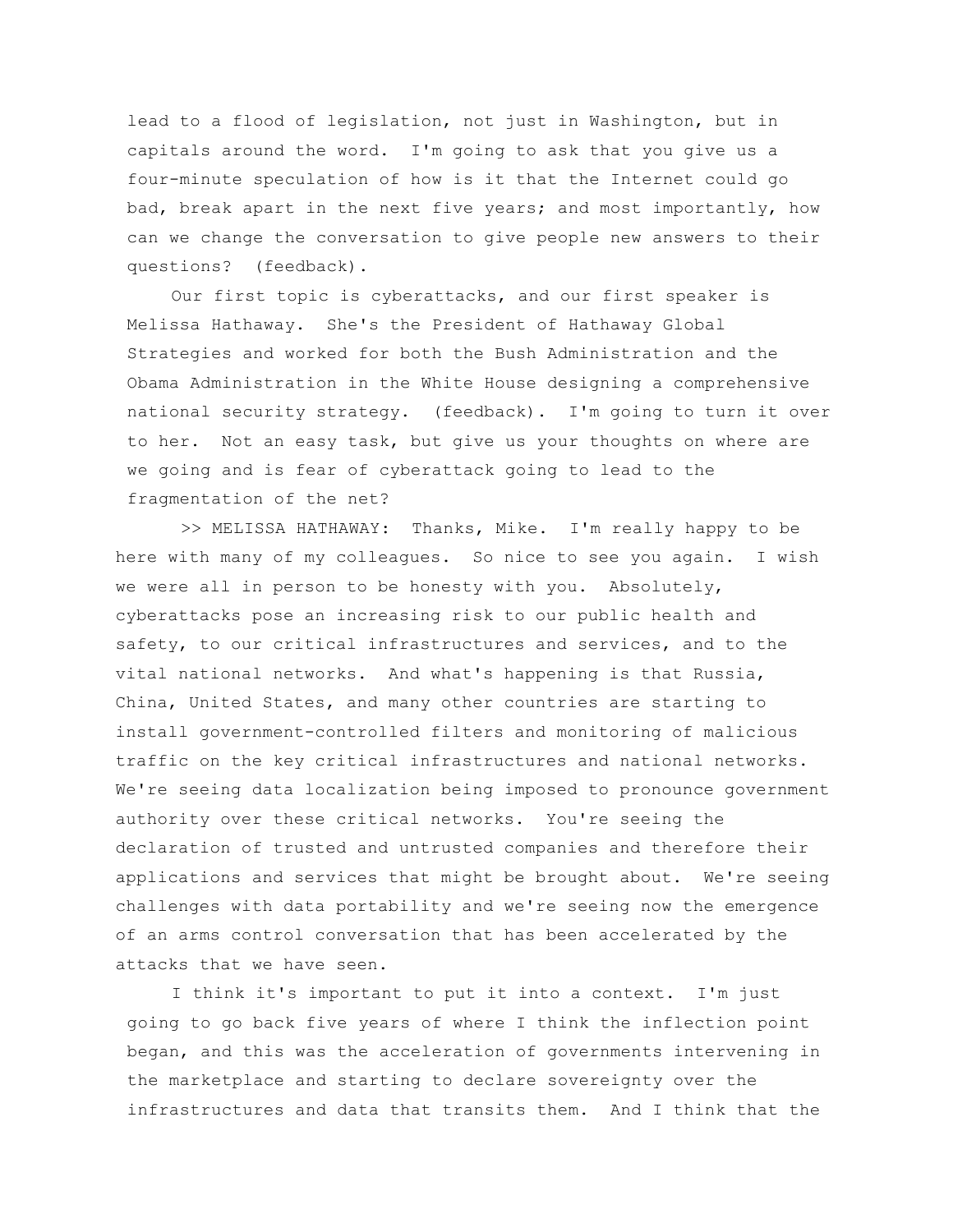lead to a flood of legislation, not just in Washington, but in capitals around the word. I'm going to ask that you give us a four-minute speculation of how is it that the Internet could go bad, break apart in the next five years; and most importantly, how can we change the conversation to give people new answers to their questions? (feedback).

Our first topic is cyberattacks, and our first speaker is Melissa Hathaway. She's the President of Hathaway Global Strategies and worked for both the Bush Administration and the Obama Administration in the White House designing a comprehensive national security strategy. (feedback). I'm going to turn it over to her. Not an easy task, but give us your thoughts on where are we going and is fear of cyberattack going to lead to the fragmentation of the net?

>> MELISSA HATHAWAY: Thanks, Mike. I'm really happy to be here with many of my colleagues. So nice to see you again. I wish we were all in person to be honesty with you. Absolutely, cyberattacks pose an increasing risk to our public health and safety, to our critical infrastructures and services, and to the vital national networks. And what's happening is that Russia, China, United States, and many other countries are starting to install government-controlled filters and monitoring of malicious traffic on the key critical infrastructures and national networks. We're seeing data localization being imposed to pronounce government authority over these critical networks. You're seeing the declaration of trusted and untrusted companies and therefore their applications and services that might be brought about. We're seeing challenges with data portability and we're seeing now the emergence of an arms control conversation that has been accelerated by the attacks that we have seen.

I think it's important to put it into a context. I'm just going to go back five years of where I think the inflection point began, and this was the acceleration of governments intervening in the marketplace and starting to declare sovereignty over the infrastructures and data that transits them. And I think that the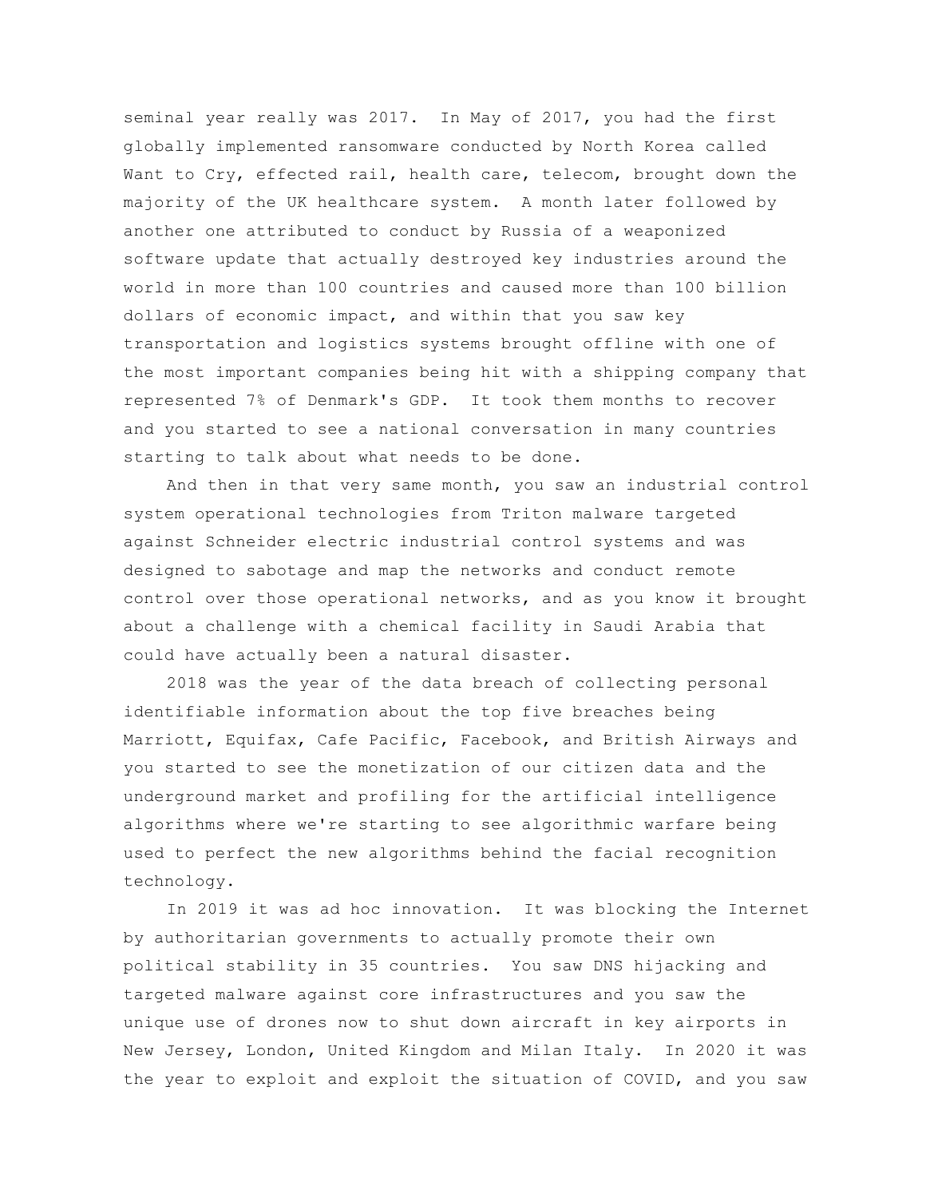seminal year really was 2017. In May of 2017, you had the first globally implemented ransomware conducted by North Korea called Want to Cry, effected rail, health care, telecom, brought down the majority of the UK healthcare system. A month later followed by another one attributed to conduct by Russia of a weaponized software update that actually destroyed key industries around the world in more than 100 countries and caused more than 100 billion dollars of economic impact, and within that you saw key transportation and logistics systems brought offline with one of the most important companies being hit with a shipping company that represented 7% of Denmark's GDP. It took them months to recover and you started to see a national conversation in many countries starting to talk about what needs to be done.

And then in that very same month, you saw an industrial control system operational technologies from Triton malware targeted against Schneider electric industrial control systems and was designed to sabotage and map the networks and conduct remote control over those operational networks, and as you know it brought about a challenge with a chemical facility in Saudi Arabia that could have actually been a natural disaster.

2018 was the year of the data breach of collecting personal identifiable information about the top five breaches being Marriott, Equifax, Cafe Pacific, Facebook, and British Airways and you started to see the monetization of our citizen data and the underground market and profiling for the artificial intelligence algorithms where we're starting to see algorithmic warfare being used to perfect the new algorithms behind the facial recognition technology.

In 2019 it was ad hoc innovation. It was blocking the Internet by authoritarian governments to actually promote their own political stability in 35 countries. You saw DNS hijacking and targeted malware against core infrastructures and you saw the unique use of drones now to shut down aircraft in key airports in New Jersey, London, United Kingdom and Milan Italy. In 2020 it was the year to exploit and exploit the situation of COVID, and you saw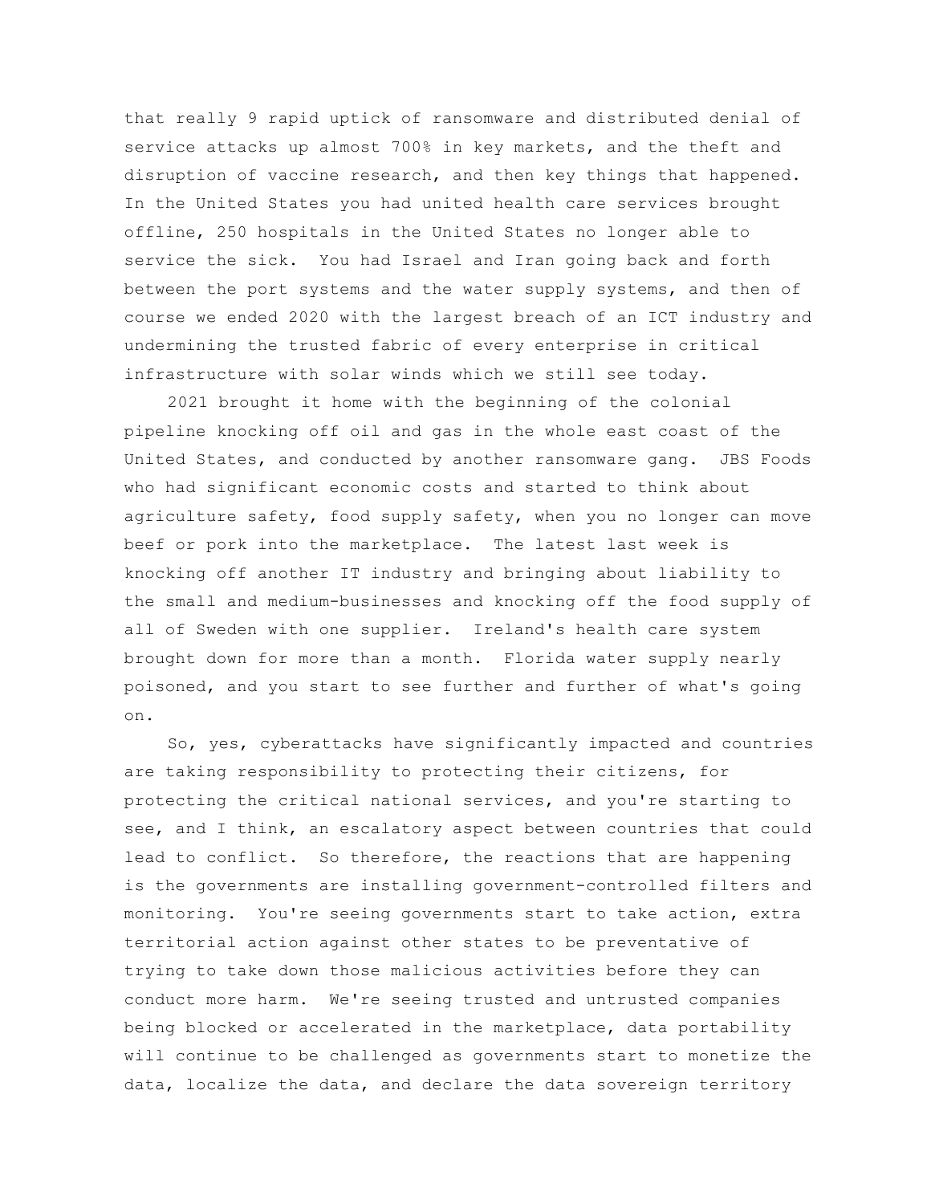that really 9 rapid uptick of ransomware and distributed denial of service attacks up almost 700% in key markets, and the theft and disruption of vaccine research, and then key things that happened. In the United States you had united health care services brought offline, 250 hospitals in the United States no longer able to service the sick. You had Israel and Iran going back and forth between the port systems and the water supply systems, and then of course we ended 2020 with the largest breach of an ICT industry and undermining the trusted fabric of every enterprise in critical infrastructure with solar winds which we still see today.

2021 brought it home with the beginning of the colonial pipeline knocking off oil and gas in the whole east coast of the United States, and conducted by another ransomware gang. JBS Foods who had significant economic costs and started to think about agriculture safety, food supply safety, when you no longer can move beef or pork into the marketplace. The latest last week is knocking off another IT industry and bringing about liability to the small and medium-businesses and knocking off the food supply of all of Sweden with one supplier. Ireland's health care system brought down for more than a month. Florida water supply nearly poisoned, and you start to see further and further of what's going on.

So, yes, cyberattacks have significantly impacted and countries are taking responsibility to protecting their citizens, for protecting the critical national services, and you're starting to see, and I think, an escalatory aspect between countries that could lead to conflict. So therefore, the reactions that are happening is the governments are installing government-controlled filters and monitoring. You're seeing governments start to take action, extra territorial action against other states to be preventative of trying to take down those malicious activities before they can conduct more harm. We're seeing trusted and untrusted companies being blocked or accelerated in the marketplace, data portability will continue to be challenged as governments start to monetize the data, localize the data, and declare the data sovereign territory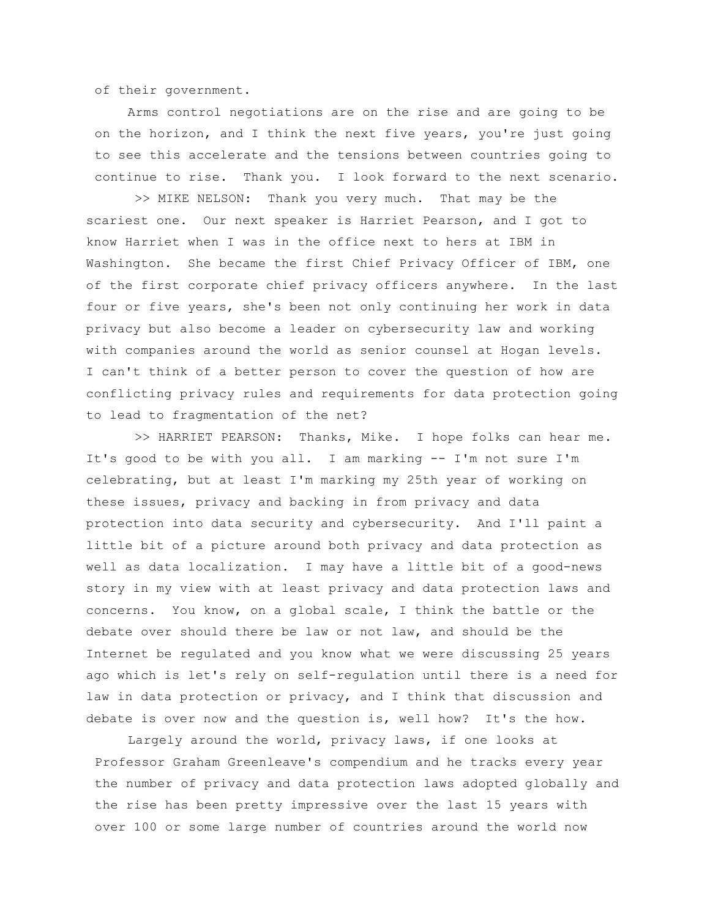of their government.

Arms control negotiations are on the rise and are going to be on the horizon, and I think the next five years, you're just going to see this accelerate and the tensions between countries going to continue to rise. Thank you. I look forward to the next scenario.

>> MIKE NELSON: Thank you very much. That may be the scariest one. Our next speaker is Harriet Pearson, and I got to know Harriet when I was in the office next to hers at IBM in Washington. She became the first Chief Privacy Officer of IBM, one of the first corporate chief privacy officers anywhere. In the last four or five years, she's been not only continuing her work in data privacy but also become a leader on cybersecurity law and working with companies around the world as senior counsel at Hogan levels. I can't think of a better person to cover the question of how are conflicting privacy rules and requirements for data protection going to lead to fragmentation of the net?

>> HARRIET PEARSON: Thanks, Mike. I hope folks can hear me. It's good to be with you all. I am marking -- I'm not sure I'm celebrating, but at least I'm marking my 25th year of working on these issues, privacy and backing in from privacy and data protection into data security and cybersecurity. And I'll paint a little bit of a picture around both privacy and data protection as well as data localization. I may have a little bit of a good-news story in my view with at least privacy and data protection laws and concerns. You know, on a global scale, I think the battle or the debate over should there be law or not law, and should be the Internet be regulated and you know what we were discussing 25 years ago which is let's rely on self-regulation until there is a need for law in data protection or privacy, and I think that discussion and debate is over now and the question is, well how? It's the how.

Largely around the world, privacy laws, if one looks at Professor Graham Greenleave's compendium and he tracks every year the number of privacy and data protection laws adopted globally and the rise has been pretty impressive over the last 15 years with over 100 or some large number of countries around the world now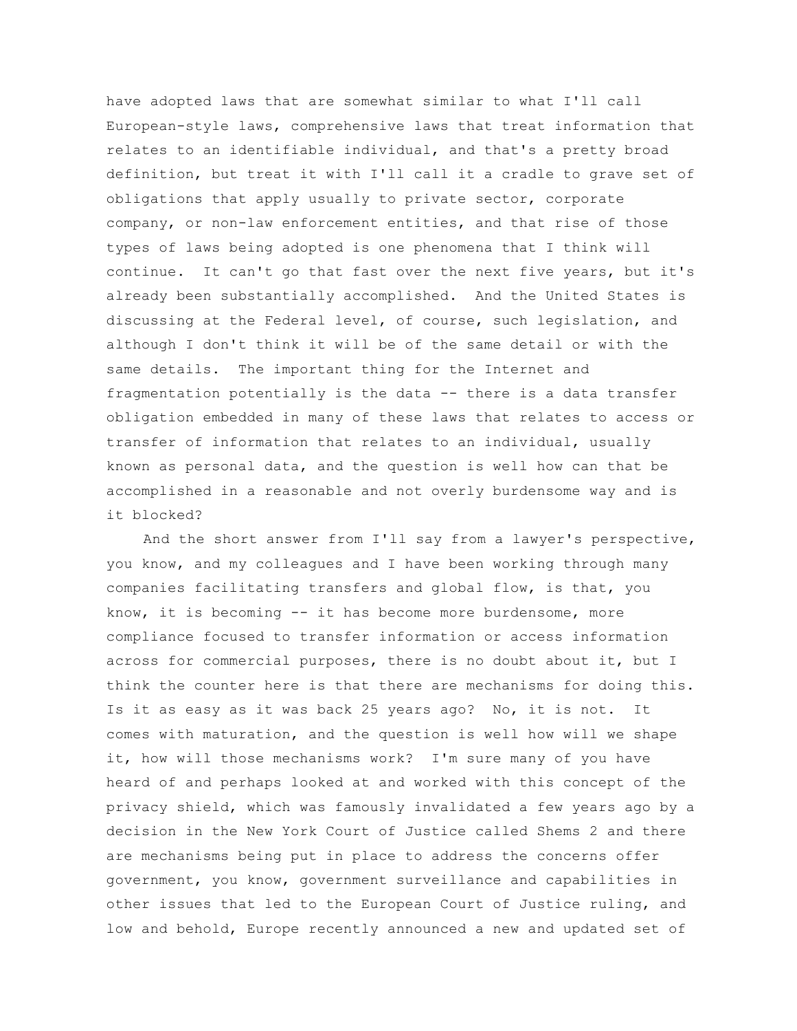have adopted laws that are somewhat similar to what I'll call European-style laws, comprehensive laws that treat information that relates to an identifiable individual, and that's a pretty broad definition, but treat it with I'll call it a cradle to grave set of obligations that apply usually to private sector, corporate company, or non-law enforcement entities, and that rise of those types of laws being adopted is one phenomena that I think will continue.  It can't go that fast over the next five years, but it's already been substantially accomplished.  And the United States is discussing at the Federal level, of course, such legislation, and although I don't think it will be of the same detail or with the same details.  The important thing for the Internet and fragmentation potentially is the data -- there is a data transfer obligation embedded in many of these laws that relates to access or transfer of information that relates to an individual, usually known as personal data, and the question is well how can that be accomplished in a reasonable and not overly burdensome way and is it blocked?

And the short answer from I'll say from a lawyer's perspective, you know, and my colleagues and I have been working through many companies facilitating transfers and global flow, is that, you know, it is becoming -- it has become more burdensome, more compliance focused to transfer information or access information across for commercial purposes, there is no doubt about it, but I think the counter here is that there are mechanisms for doing this. Is it as easy as it was back 25 years ago?  No, it is not.  It comes with maturation, and the question is well how will we shape it, how will those mechanisms work?  I'm sure many of you have heard of and perhaps looked at and worked with this concept of the privacy shield, which was famously invalidated a few years ago by a decision in the New York Court of Justice called Shems 2 and there are mechanisms being put in place to address the concerns offer government, you know, government surveillance and capabilities in other issues that led to the European Court of Justice ruling, and low and behold, Europe recently announced a new and updated set of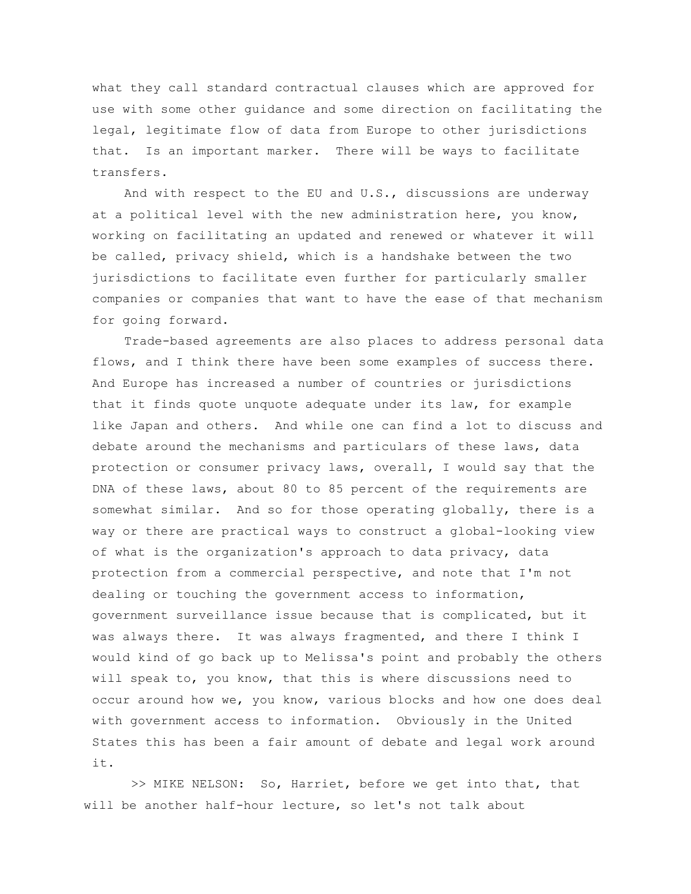what they call standard contractual clauses which are approved for use with some other guidance and some direction on facilitating the legal, legitimate flow of data from Europe to other jurisdictions that. Is an important marker. There will be ways to facilitate transfers.

And with respect to the EU and U.S., discussions are underway at a political level with the new administration here, you know, working on facilitating an updated and renewed or whatever it will be called, privacy shield, which is a handshake between the two jurisdictions to facilitate even further for particularly smaller companies or companies that want to have the ease of that mechanism for going forward.

Trade-based agreements are also places to address personal data flows, and I think there have been some examples of success there. And Europe has increased a number of countries or jurisdictions that it finds quote unquote adequate under its law, for example like Japan and others. And while one can find a lot to discuss and debate around the mechanisms and particulars of these laws, data protection or consumer privacy laws, overall, I would say that the DNA of these laws, about 80 to 85 percent of the requirements are somewhat similar. And so for those operating globally, there is a way or there are practical ways to construct a global-looking view of what is the organization's approach to data privacy, data protection from a commercial perspective, and note that I'm not dealing or touching the government access to information, government surveillance issue because that is complicated, but it was always there. It was always fragmented, and there I think I would kind of go back up to Melissa's point and probably the others will speak to, you know, that this is where discussions need to occur around how we, you know, various blocks and how one does deal with government access to information. Obviously in the United States this has been a fair amount of debate and legal work around it.

>> MIKE NELSON: So, Harriet, before we get into that, that will be another half-hour lecture, so let's not talk about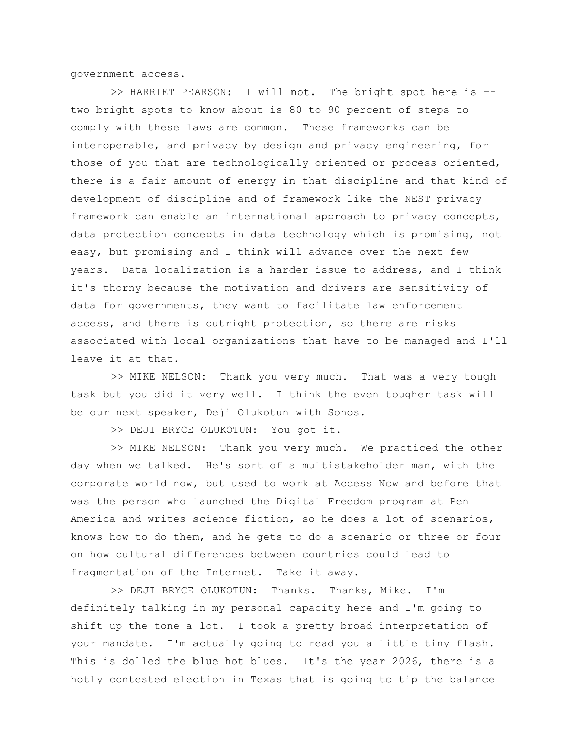government access.

>> HARRIET PEARSON: I will not. The bright spot here is -- two bright spots to know about is 80 to 90 percent of steps to comply with these laws are common. These frameworks can be interoperable, and privacy by design and privacy engineering, for those of you that are technologically oriented or process oriented, there is a fair amount of energy in that discipline and that kind of development of discipline and of framework like the NEST privacy framework can enable an international approach to privacy concepts, data protection concepts in data technology which is promising, not easy, but promising and I think will advance over the next few years. Data localization is a harder issue to address, and I think it's thorny because the motivation and drivers are sensitivity of data for governments, they want to facilitate law enforcement access, and there is outright protection, so there are risks associated with local organizations that have to be managed and I'll leave it at that.

>> MIKE NELSON: Thank you very much. That was a very tough task but you did it very well. I think the even tougher task will be our next speaker, Deji Olukotun with Sonos.

>> DEJI BRYCE OLUKOTUN: You got it.

>> MIKE NELSON: Thank you very much. We practiced the other day when we talked. He's sort of a multistakeholder man, with the corporate world now, but used to work at Access Now and before that was the person who launched the Digital Freedom program at Pen America and writes science fiction, so he does a lot of scenarios, knows how to do them, and he gets to do a scenario or three or four on how cultural differences between countries could lead to fragmentation of the Internet. Take it away.

>> DEJI BRYCE OLUKOTUN: Thanks. Thanks, Mike. I'm definitely talking in my personal capacity here and I'm going to shift up the tone a lot. I took a pretty broad interpretation of your mandate. I'm actually going to read you a little tiny flash. This is dolled the blue hot blues. It's the year 2026, there is a hotly contested election in Texas that is going to tip the balance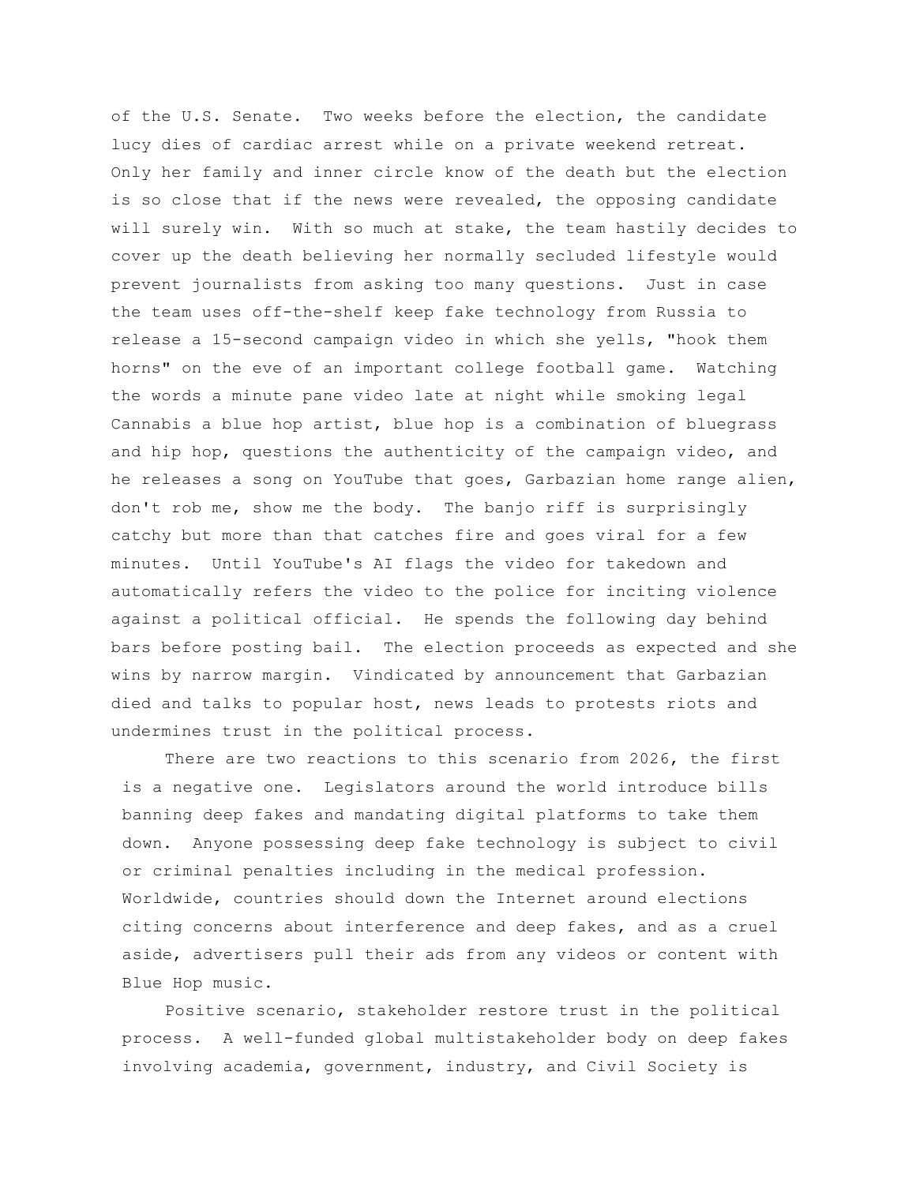of the U.S. Senate. Two weeks before the election, the candidate lucy dies of cardiac arrest while on a private weekend retreat. Only her family and inner circle know of the death but the election is so close that if the news were revealed, the opposing candidate will surely win. With so much at stake, the team hastily decides to cover up the death believing her normally secluded lifestyle would prevent journalists from asking too many questions. Just in case the team uses off-the-shelf keep fake technology from Russia to release a 15-second campaign video in which she yells, "hook them horns" on the eve of an important college football game. Watching the words a minute pane video late at night while smoking legal Cannabis a blue hop artist, blue hop is a combination of bluegrass and hip hop, questions the authenticity of the campaign video, and he releases a song on YouTube that goes, Garbazian home range alien, don't rob me, show me the body. The banjo riff is surprisingly catchy but more than that catches fire and goes viral for a few minutes. Until YouTube's AI flags the video for takedown and automatically refers the video to the police for inciting violence against a political official. He spends the following day behind bars before posting bail. The election proceeds as expected and she wins by narrow margin. Vindicated by announcement that Garbazian died and talks to popular host, news leads to protests riots and undermines trust in the political process.

There are two reactions to this scenario from 2026, the first is a negative one. Legislators around the world introduce bills banning deep fakes and mandating digital platforms to take them down. Anyone possessing deep fake technology is subject to civil or criminal penalties including in the medical profession. Worldwide, countries should down the Internet around elections citing concerns about interference and deep fakes, and as a cruel aside, advertisers pull their ads from any videos or content with Blue Hop music.

Positive scenario, stakeholder restore trust in the political process. A well-funded global multistakeholder body on deep fakes involving academia, government, industry, and Civil Society is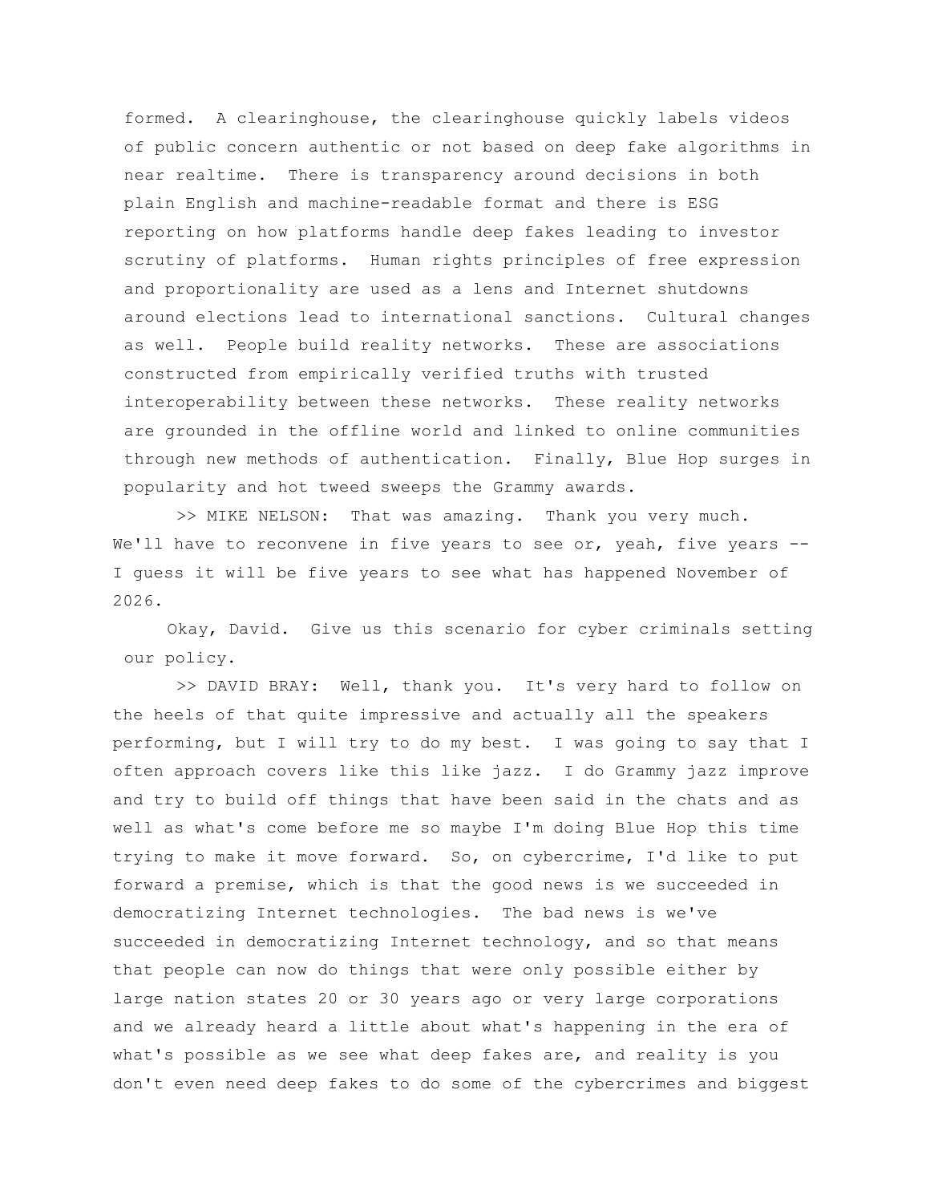formed. A clearinghouse, the clearinghouse quickly labels videos of public concern authentic or not based on deep fake algorithms in near realtime. There is transparency around decisions in both plain English and machine-readable format and there is ESG reporting on how platforms handle deep fakes leading to investor scrutiny of platforms. Human rights principles of free expression and proportionality are used as a lens and Internet shutdowns around elections lead to international sanctions. Cultural changes as well. People build reality networks. These are associations constructed from empirically verified truths with trusted interoperability between these networks. These reality networks are grounded in the offline world and linked to online communities through new methods of authentication. Finally, Blue Hop surges in popularity and hot tweed sweeps the Grammy awards.

>> MIKE NELSON: That was amazing. Thank you very much. We'll have to reconvene in five years to see or, yeah, five years -- I guess it will be five years to see what has happened November of 2026.

Okay, David. Give us this scenario for cyber criminals setting our policy.

>> DAVID BRAY: Well, thank you. It's very hard to follow on the heels of that quite impressive and actually all the speakers performing, but I will try to do my best. I was going to say that I often approach covers like this like jazz. I do Grammy jazz improve and try to build off things that have been said in the chats and as well as what's come before me so maybe I'm doing Blue Hop this time trying to make it move forward. So, on cybercrime, I'd like to put forward a premise, which is that the good news is we succeeded in democratizing Internet technologies. The bad news is we've succeeded in democratizing Internet technology, and so that means that people can now do things that were only possible either by large nation states 20 or 30 years ago or very large corporations and we already heard a little about what's happening in the era of what's possible as we see what deep fakes are, and reality is you don't even need deep fakes to do some of the cybercrimes and biggest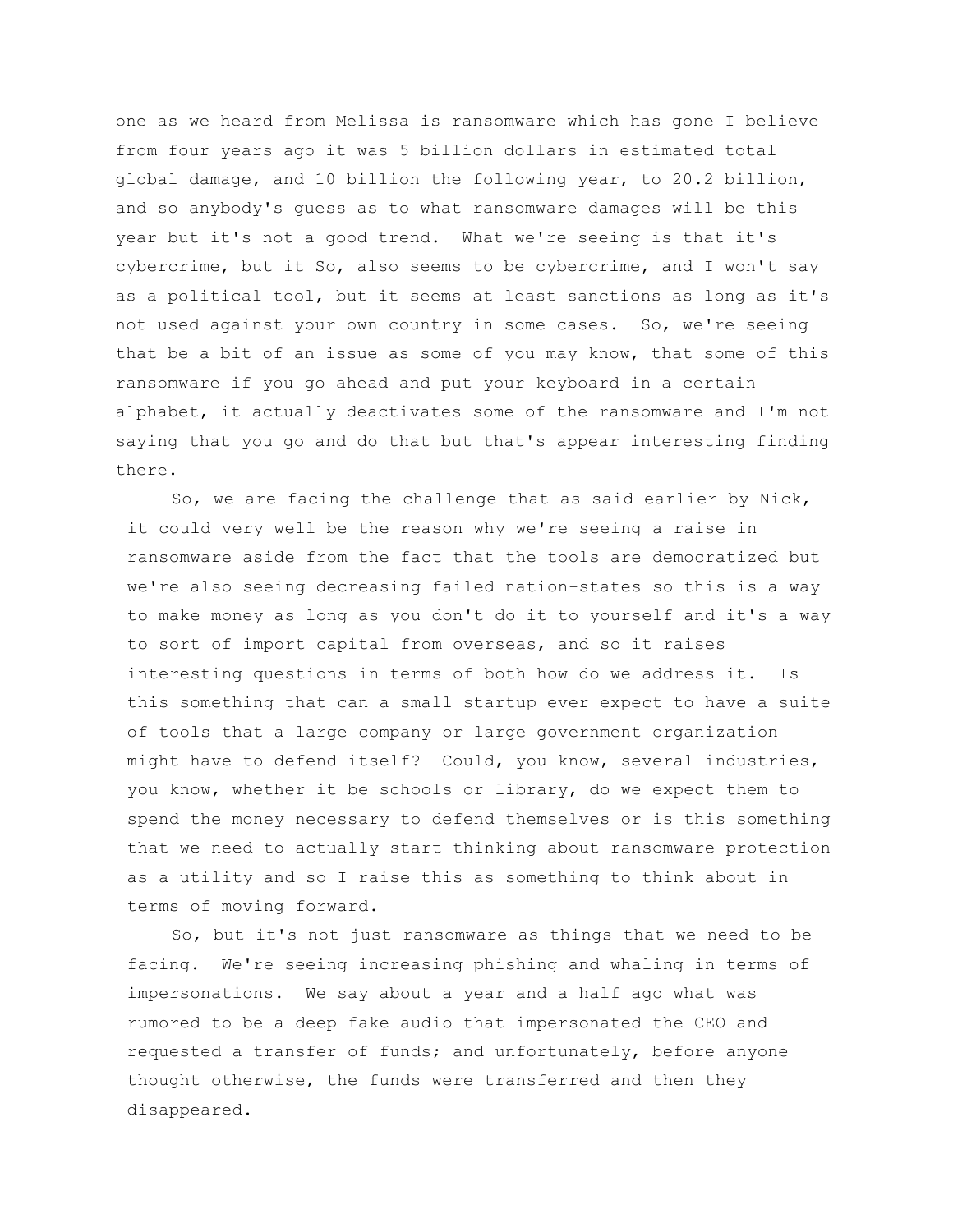one as we heard from Melissa is ransomware which has gone I believe from four years ago it was 5 billion dollars in estimated total global damage, and 10 billion the following year, to 20.2 billion, and so anybody's guess as to what ransomware damages will be this year but it's not a good trend. What we're seeing is that it's cybercrime, but it So, also seems to be cybercrime, and I won't say as a political tool, but it seems at least sanctions as long as it's not used against your own country in some cases. So, we're seeing that be a bit of an issue as some of you may know, that some of this ransomware if you go ahead and put your keyboard in a certain alphabet, it actually deactivates some of the ransomware and I'm not saying that you go and do that but that's appear interesting finding there.

So, we are facing the challenge that as said earlier by Nick, it could very well be the reason why we're seeing a raise in ransomware aside from the fact that the tools are democratized but we're also seeing decreasing failed nation-states so this is a way to make money as long as you don't do it to yourself and it's a way to sort of import capital from overseas, and so it raises interesting questions in terms of both how do we address it. Is this something that can a small startup ever expect to have a suite of tools that a large company or large government organization might have to defend itself? Could, you know, several industries, you know, whether it be schools or library, do we expect them to spend the money necessary to defend themselves or is this something that we need to actually start thinking about ransomware protection as a utility and so I raise this as something to think about in terms of moving forward.

So, but it's not just ransomware as things that we need to be facing. We're seeing increasing phishing and whaling in terms of impersonations. We say about a year and a half ago what was rumored to be a deep fake audio that impersonated the CEO and requested a transfer of funds; and unfortunately, before anyone thought otherwise, the funds were transferred and then they disappeared.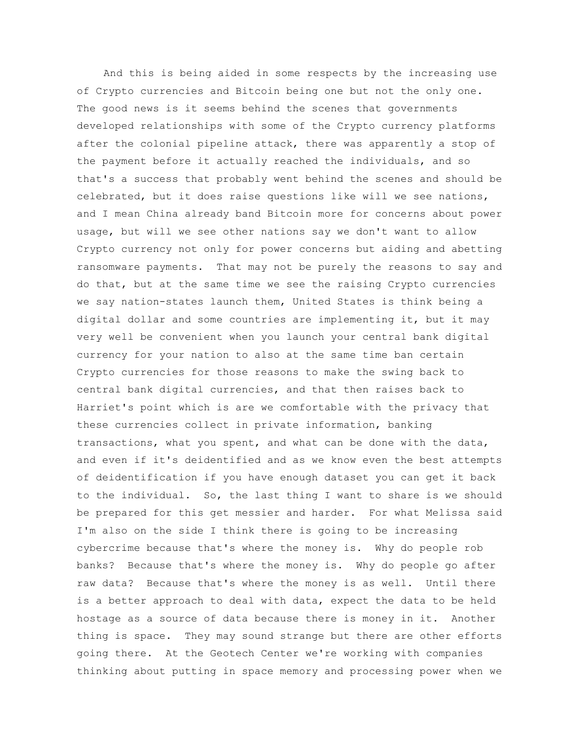And this is being aided in some respects by the increasing use of Crypto currencies and Bitcoin being one but not the only one. The good news is it seems behind the scenes that governments developed relationships with some of the Crypto currency platforms after the colonial pipeline attack, there was apparently a stop of the payment before it actually reached the individuals, and so that's a success that probably went behind the scenes and should be celebrated, but it does raise questions like will we see nations, and I mean China already band Bitcoin more for concerns about power usage, but will we see other nations say we don't want to allow Crypto currency not only for power concerns but aiding and abetting ransomware payments. That may not be purely the reasons to say and do that, but at the same time we see the raising Crypto currencies we say nation-states launch them, United States is think being a digital dollar and some countries are implementing it, but it may very well be convenient when you launch your central bank digital currency for your nation to also at the same time ban certain Crypto currencies for those reasons to make the swing back to central bank digital currencies, and that then raises back to Harriet's point which is are we comfortable with the privacy that these currencies collect in private information, banking transactions, what you spent, and what can be done with the data, and even if it's deidentified and as we know even the best attempts of deidentification if you have enough dataset you can get it back to the individual. So, the last thing I want to share is we should be prepared for this get messier and harder. For what Melissa said I'm also on the side I think there is going to be increasing cybercrime because that's where the money is. Why do people rob banks? Because that's where the money is. Why do people go after raw data? Because that's where the money is as well. Until there is a better approach to deal with data, expect the data to be held hostage as a source of data because there is money in it. Another thing is space. They may sound strange but there are other efforts going there. At the Geotech Center we're working with companies thinking about putting in space memory and processing power when we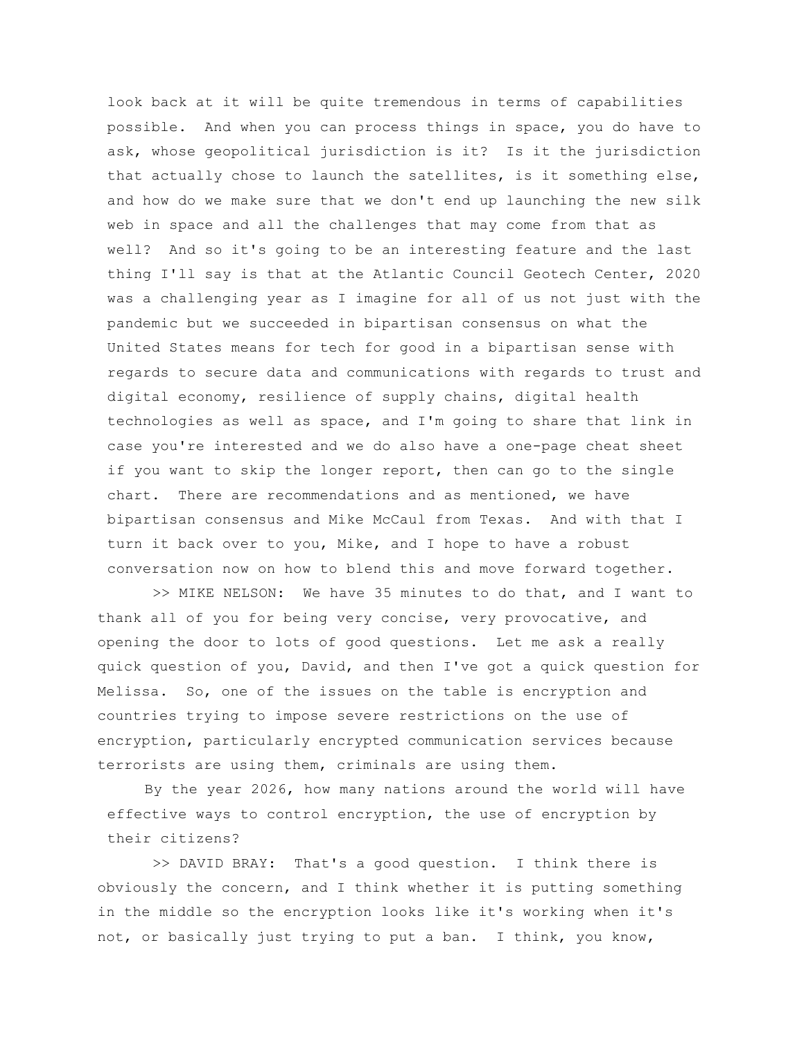look back at it will be quite tremendous in terms of capabilities possible. And when you can process things in space, you do have to ask, whose geopolitical jurisdiction is it? Is it the jurisdiction that actually chose to launch the satellites, is it something else, and how do we make sure that we don't end up launching the new silk web in space and all the challenges that may come from that as well? And so it's going to be an interesting feature and the last thing I'll say is that at the Atlantic Council Geotech Center, 2020 was a challenging year as I imagine for all of us not just with the pandemic but we succeeded in bipartisan consensus on what the United States means for tech for good in a bipartisan sense with regards to secure data and communications with regards to trust and digital economy, resilience of supply chains, digital health technologies as well as space, and I'm going to share that link in case you're interested and we do also have a one-page cheat sheet if you want to skip the longer report, then can go to the single chart. There are recommendations and as mentioned, we have bipartisan consensus and Mike McCaul from Texas. And with that I turn it back over to you, Mike, and I hope to have a robust conversation now on how to blend this and move forward together.

>> MIKE NELSON: We have 35 minutes to do that, and I want to thank all of you for being very concise, very provocative, and opening the door to lots of good questions. Let me ask a really quick question of you, David, and then I've got a quick question for Melissa. So, one of the issues on the table is encryption and countries trying to impose severe restrictions on the use of encryption, particularly encrypted communication services because terrorists are using them, criminals are using them.

By the year 2026, how many nations around the world will have effective ways to control encryption, the use of encryption by their citizens?

>> DAVID BRAY: That's a good question. I think there is obviously the concern, and I think whether it is putting something in the middle so the encryption looks like it's working when it's not, or basically just trying to put a ban. I think, you know,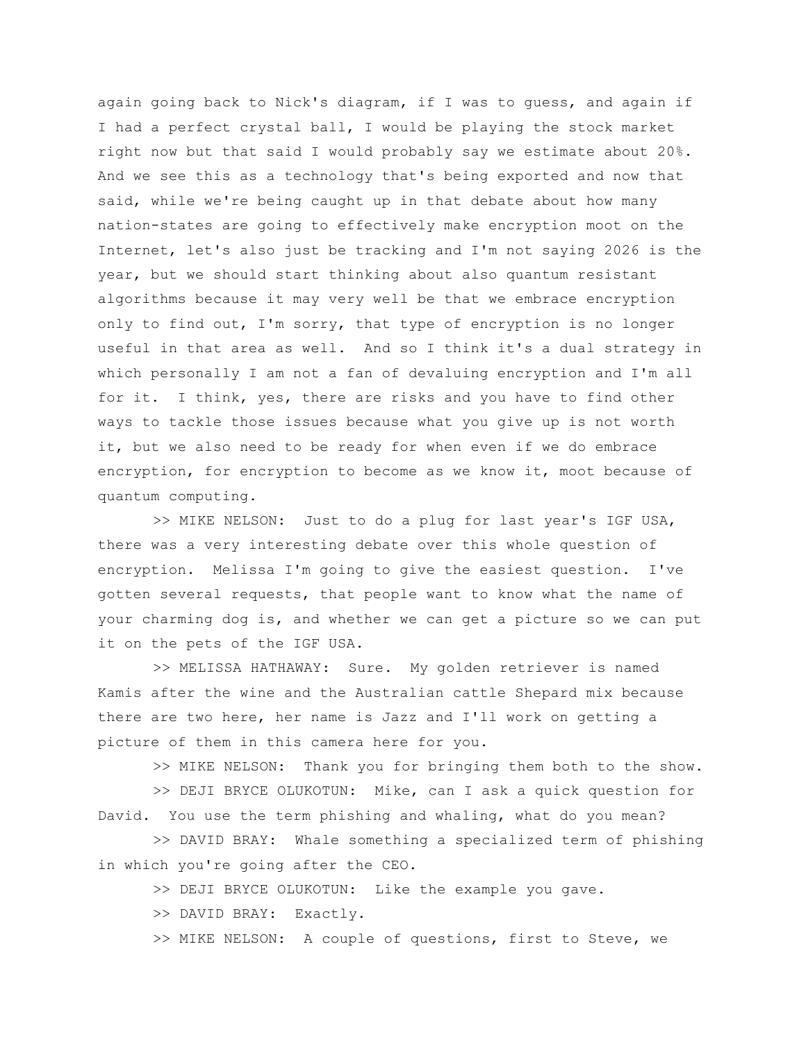again going back to Nick's diagram, if I was to guess, and again if I had a perfect crystal ball, I would be playing the stock market right now but that said I would probably say we estimate about 20%. And we see this as a technology that's being exported and now that said, while we're being caught up in that debate about how many nation-states are going to effectively make encryption moot on the Internet, let's also just be tracking and I'm not saying 2026 is the year, but we should start thinking about also quantum resistant algorithms because it may very well be that we embrace encryption only to find out, I'm sorry, that type of encryption is no longer useful in that area as well. And so I think it's a dual strategy in which personally I am not a fan of devaluing encryption and I'm all for it. I think, yes, there are risks and you have to find other ways to tackle those issues because what you give up is not worth it, but we also need to be ready for when even if we do embrace encryption, for encryption to become as we know it, moot because of quantum computing.

>> MIKE NELSON: Just to do a plug for last year's IGF USA, there was a very interesting debate over this whole question of encryption. Melissa I'm going to give the easiest question. I've gotten several requests, that people want to know what the name of your charming dog is, and whether we can get a picture so we can put it on the pets of the IGF USA.

>> MELISSA HATHAWAY: Sure. My golden retriever is named Kamis after the wine and the Australian cattle Shepard mix because there are two here, her name is Jazz and I'll work on getting a picture of them in this camera here for you.

>> MIKE NELSON: Thank you for bringing them both to the show.

>> DEJI BRYCE OLUKOTUN: Mike, can I ask a quick question for David. You use the term phishing and whaling, what do you mean?

>> DAVID BRAY: Whale something a specialized term of phishing in which you're going after the CEO.

>> DEJI BRYCE OLUKOTUN: Like the example you gave.

>> DAVID BRAY: Exactly.

>> MIKE NELSON: A couple of questions, first to Steve, we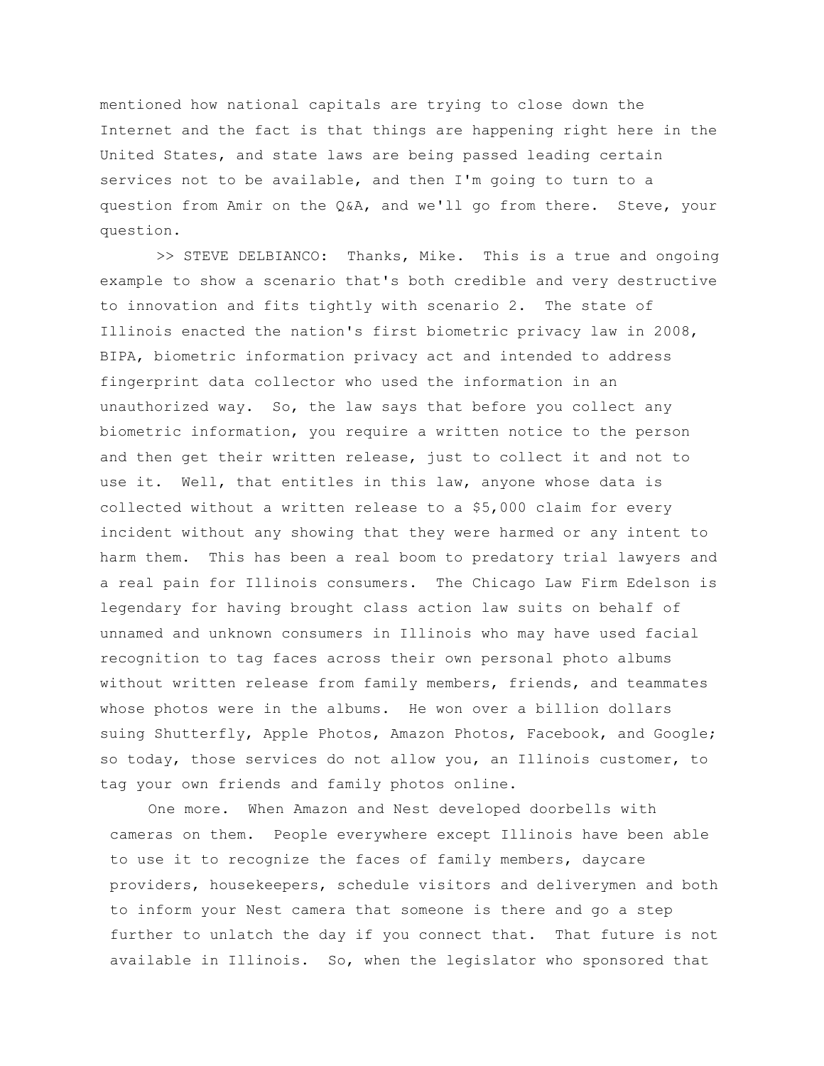mentioned how national capitals are trying to close down the Internet and the fact is that things are happening right here in the United States, and state laws are being passed leading certain services not to be available, and then I'm going to turn to a question from Amir on the Q&A, and we'll go from there. Steve, your question.

>> STEVE DELBIANCO: Thanks, Mike. This is a true and ongoing example to show a scenario that's both credible and very destructive to innovation and fits tightly with scenario 2. The state of Illinois enacted the nation's first biometric privacy law in 2008, BIPA, biometric information privacy act and intended to address fingerprint data collector who used the information in an unauthorized way. So, the law says that before you collect any biometric information, you require a written notice to the person and then get their written release, just to collect it and not to use it. Well, that entitles in this law, anyone whose data is collected without a written release to a $5,000 claim for every incident without any showing that they were harmed or any intent to harm them. This has been a real boom to predatory trial lawyers and a real pain for Illinois consumers. The Chicago Law Firm Edelson is legendary for having brought class action law suits on behalf of unnamed and unknown consumers in Illinois who may have used facial recognition to tag faces across their own personal photo albums without written release from family members, friends, and teammates whose photos were in the albums. He won over a billion dollars suing Shutterfly, Apple Photos, Amazon Photos, Facebook, and Google; so today, those services do not allow you, an Illinois customer, to tag your own friends and family photos online.

One more. When Amazon and Nest developed doorbells with cameras on them. People everywhere except Illinois have been able to use it to recognize the faces of family members, daycare providers, housekeepers, schedule visitors and deliverymen and both to inform your Nest camera that someone is there and go a step further to unlatch the day if you connect that. That future is not available in Illinois. So, when the legislator who sponsored that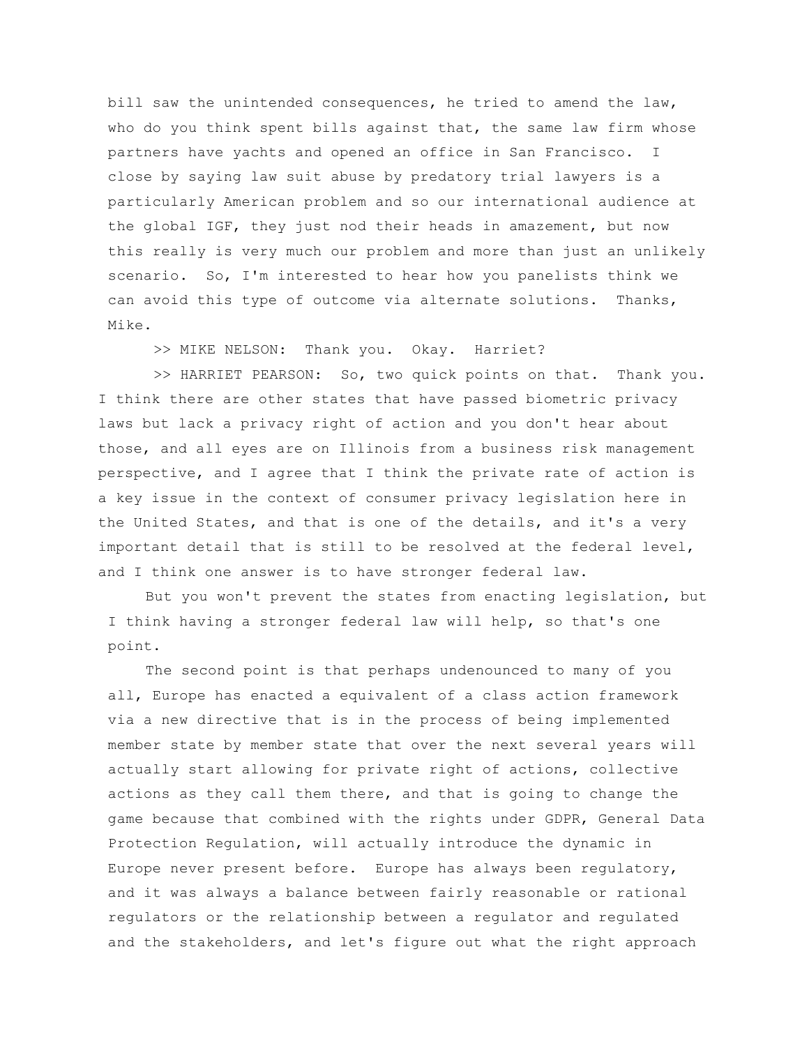bill saw the unintended consequences, he tried to amend the law, who do you think spent bills against that, the same law firm whose partners have yachts and opened an office in San Francisco.  I close by saying law suit abuse by predatory trial lawyers is a particularly American problem and so our international audience at the global IGF, they just nod their heads in amazement, but now this really is very much our problem and more than just an unlikely scenario.  So, I'm interested to hear how you panelists think we can avoid this type of outcome via alternate solutions.  Thanks, Mike.

>> MIKE NELSON:  Thank you.  Okay.  Harriet?

>> HARRIET PEARSON:  So, two quick points on that.  Thank you.  I think there are other states that have passed biometric privacy laws but lack a privacy right of action and you don't hear about those, and all eyes are on Illinois from a business risk management perspective, and I agree that I think the private rate of action is a key issue in the context of consumer privacy legislation here in the United States, and that is one of the details, and it's a very important detail that is still to be resolved at the federal level, and I think one answer is to have stronger federal law.

But you won't prevent the states from enacting legislation, but I think having a stronger federal law will help, so that's one point.

The second point is that perhaps undenounced to many of you all, Europe has enacted a equivalent of a class action framework via a new directive that is in the process of being implemented member state by member state that over the next several years will actually start allowing for private right of actions, collective actions as they call them there, and that is going to change the game because that combined with the rights under GDPR, General Data Protection Regulation, will actually introduce the dynamic in Europe never present before.  Europe has always been regulatory, and it was always a balance between fairly reasonable or rational regulators or the relationship between a regulator and regulated and the stakeholders, and let's figure out what the right approach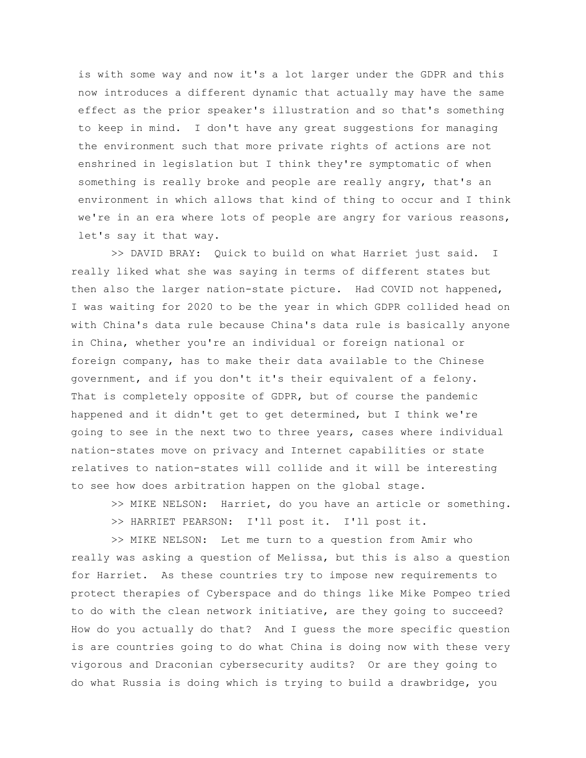is with some way and now it's a lot larger under the GDPR and this now introduces a different dynamic that actually may have the same effect as the prior speaker's illustration and so that's something to keep in mind. I don't have any great suggestions for managing the environment such that more private rights of actions are not enshrined in legislation but I think they're symptomatic of when something is really broke and people are really angry, that's an environment in which allows that kind of thing to occur and I think we're in an era where lots of people are angry for various reasons, let's say it that way.

>> DAVID BRAY: Quick to build on what Harriet just said. I really liked what she was saying in terms of different states but then also the larger nation-state picture. Had COVID not happened, I was waiting for 2020 to be the year in which GDPR collided head on with China's data rule because China's data rule is basically anyone in China, whether you're an individual or foreign national or foreign company, has to make their data available to the Chinese government, and if you don't it's their equivalent of a felony. That is completely opposite of GDPR, but of course the pandemic happened and it didn't get to get determined, but I think we're going to see in the next two to three years, cases where individual nation-states move on privacy and Internet capabilities or state relatives to nation-states will collide and it will be interesting to see how does arbitration happen on the global stage.

>> MIKE NELSON: Harriet, do you have an article or something.

>> HARRIET PEARSON: I'll post it. I'll post it.

>> MIKE NELSON: Let me turn to a question from Amir who really was asking a question of Melissa, but this is also a question for Harriet. As these countries try to impose new requirements to protect therapies of Cyberspace and do things like Mike Pompeo tried to do with the clean network initiative, are they going to succeed? How do you actually do that? And I guess the more specific question is are countries going to do what China is doing now with these very vigorous and Draconian cybersecurity audits? Or are they going to do what Russia is doing which is trying to build a drawbridge, you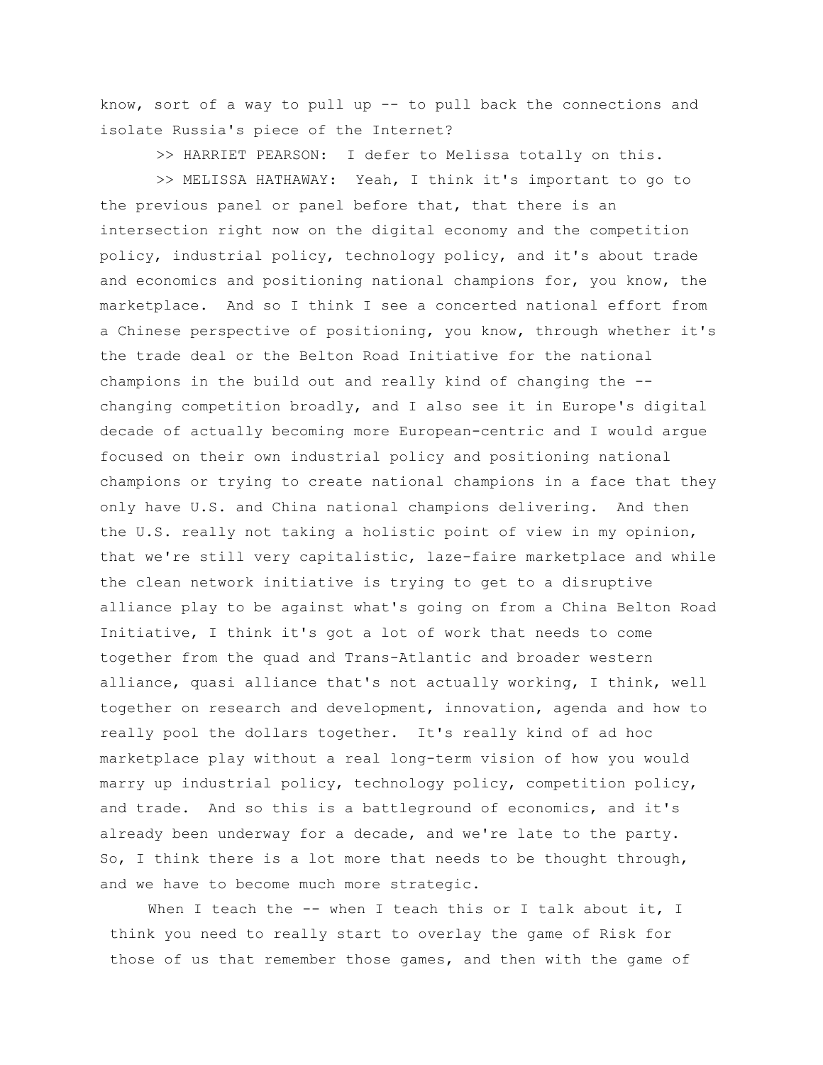know, sort of a way to pull up -- to pull back the connections and isolate Russia's piece of the Internet?

>> HARRIET PEARSON: I defer to Melissa totally on this.

>> MELISSA HATHAWAY: Yeah, I think it's important to go to the previous panel or panel before that, that there is an intersection right now on the digital economy and the competition policy, industrial policy, technology policy, and it's about trade and economics and positioning national champions for, you know, the marketplace. And so I think I see a concerted national effort from a Chinese perspective of positioning, you know, through whether it's the trade deal or the Belton Road Initiative for the national champions in the build out and really kind of changing the -- changing competition broadly, and I also see it in Europe's digital decade of actually becoming more European-centric and I would argue focused on their own industrial policy and positioning national champions or trying to create national champions in a face that they only have U.S. and China national champions delivering. And then the U.S. really not taking a holistic point of view in my opinion, that we're still very capitalistic, laze-faire marketplace and while the clean network initiative is trying to get to a disruptive alliance play to be against what's going on from a China Belton Road Initiative, I think it's got a lot of work that needs to come together from the quad and Trans-Atlantic and broader western alliance, quasi alliance that's not actually working, I think, well together on research and development, innovation, agenda and how to really pool the dollars together. It's really kind of ad hoc marketplace play without a real long-term vision of how you would marry up industrial policy, technology policy, competition policy, and trade. And so this is a battleground of economics, and it's already been underway for a decade, and we're late to the party. So, I think there is a lot more that needs to be thought through, and we have to become much more strategic.

When I teach the -- when I teach this or I talk about it, I think you need to really start to overlay the game of Risk for those of us that remember those games, and then with the game of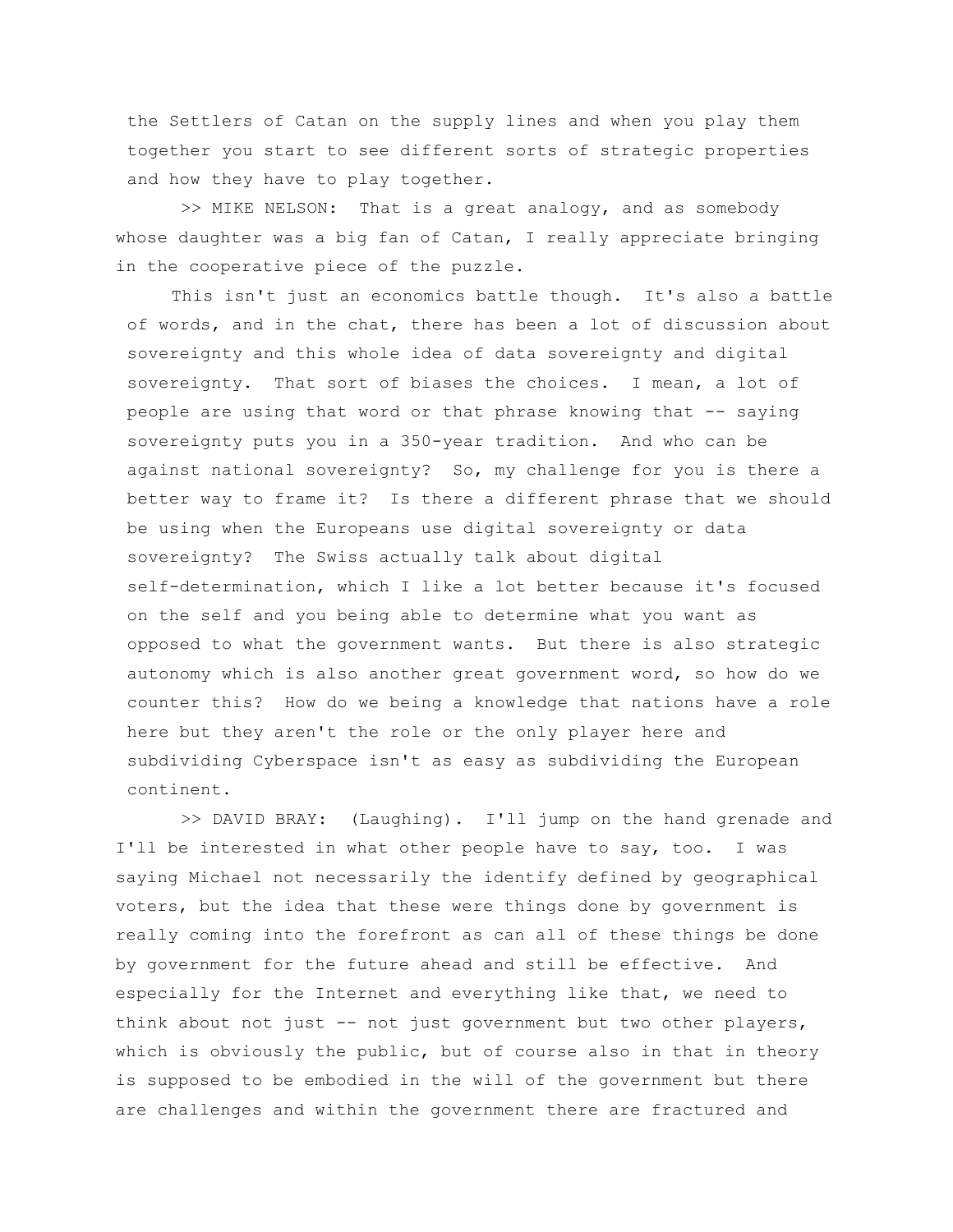the Settlers of Catan on the supply lines and when you play them together you start to see different sorts of strategic properties and how they have to play together.

>> MIKE NELSON: That is a great analogy, and as somebody whose daughter was a big fan of Catan, I really appreciate bringing in the cooperative piece of the puzzle.

This isn't just an economics battle though. It's also a battle of words, and in the chat, there has been a lot of discussion about sovereignty and this whole idea of data sovereignty and digital sovereignty. That sort of biases the choices. I mean, a lot of people are using that word or that phrase knowing that -- saying sovereignty puts you in a 350-year tradition. And who can be against national sovereignty? So, my challenge for you is there a better way to frame it? Is there a different phrase that we should be using when the Europeans use digital sovereignty or data sovereignty? The Swiss actually talk about digital self-determination, which I like a lot better because it's focused on the self and you being able to determine what you want as opposed to what the government wants. But there is also strategic autonomy which is also another great government word, so how do we counter this? How do we being a knowledge that nations have a role here but they aren't the role or the only player here and subdividing Cyberspace isn't as easy as subdividing the European continent.

>> DAVID BRAY: (Laughing). I'll jump on the hand grenade and I'll be interested in what other people have to say, too. I was saying Michael not necessarily the identify defined by geographical voters, but the idea that these were things done by government is really coming into the forefront as can all of these things be done by government for the future ahead and still be effective. And especially for the Internet and everything like that, we need to think about not just -- not just government but two other players, which is obviously the public, but of course also in that in theory is supposed to be embodied in the will of the government but there are challenges and within the government there are fractured and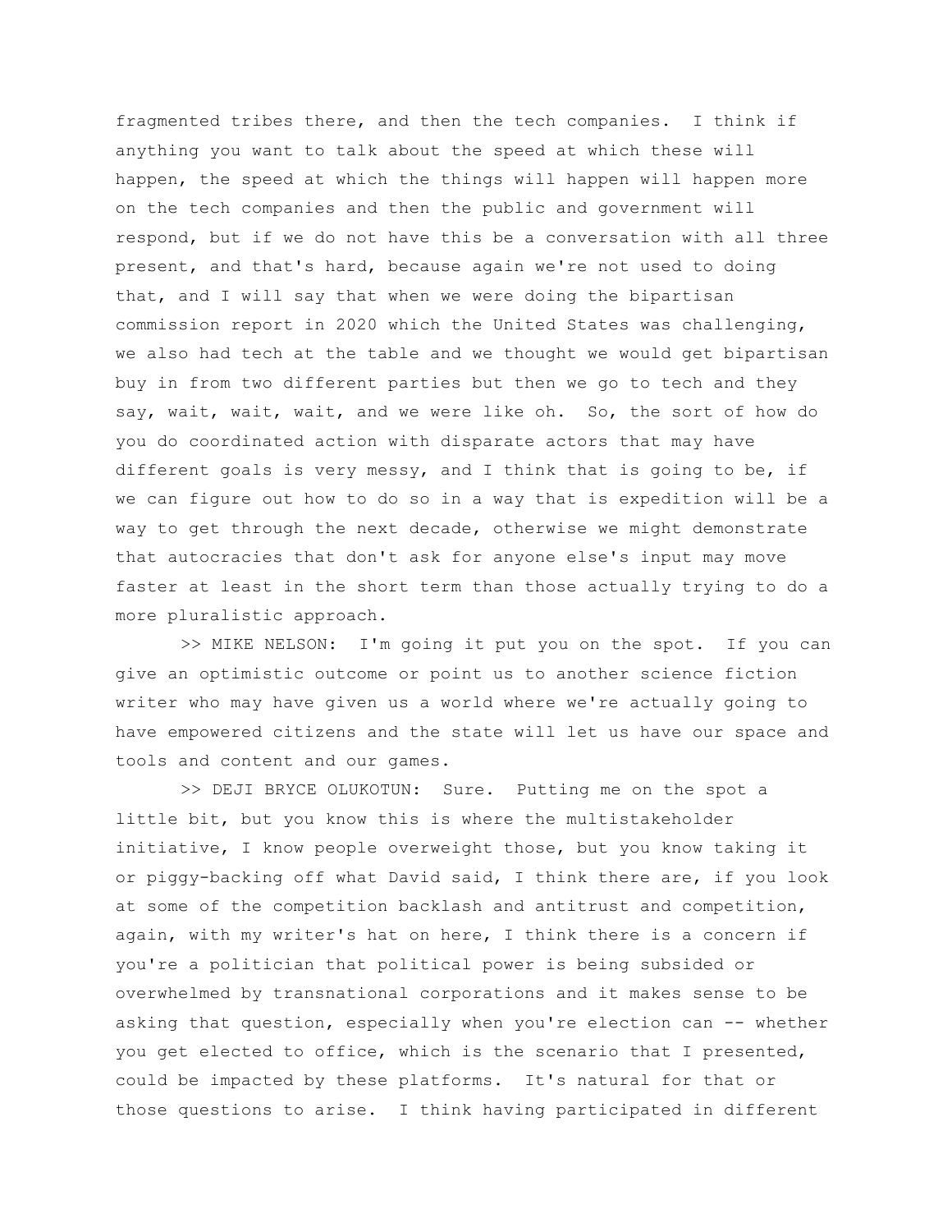fragmented tribes there, and then the tech companies. I think if anything you want to talk about the speed at which these will happen, the speed at which the things will happen will happen more on the tech companies and then the public and government will respond, but if we do not have this be a conversation with all three present, and that's hard, because again we're not used to doing that, and I will say that when we were doing the bipartisan commission report in 2020 which the United States was challenging, we also had tech at the table and we thought we would get bipartisan buy in from two different parties but then we go to tech and they say, wait, wait, wait, and we were like oh. So, the sort of how do you do coordinated action with disparate actors that may have different goals is very messy, and I think that is going to be, if we can figure out how to do so in a way that is expedition will be a way to get through the next decade, otherwise we might demonstrate that autocracies that don't ask for anyone else's input may move faster at least in the short term than those actually trying to do a more pluralistic approach.

>> MIKE NELSON: I'm going it put you on the spot. If you can give an optimistic outcome or point us to another science fiction writer who may have given us a world where we're actually going to have empowered citizens and the state will let us have our space and tools and content and our games.

>> DEJI BRYCE OLUKOTUN: Sure. Putting me on the spot a little bit, but you know this is where the multistakeholder initiative, I know people overweight those, but you know taking it or piggy-backing off what David said, I think there are, if you look at some of the competition backlash and antitrust and competition, again, with my writer's hat on here, I think there is a concern if you're a politician that political power is being subsided or overwhelmed by transnational corporations and it makes sense to be asking that question, especially when you're election can -- whether you get elected to office, which is the scenario that I presented, could be impacted by these platforms. It's natural for that or those questions to arise. I think having participated in different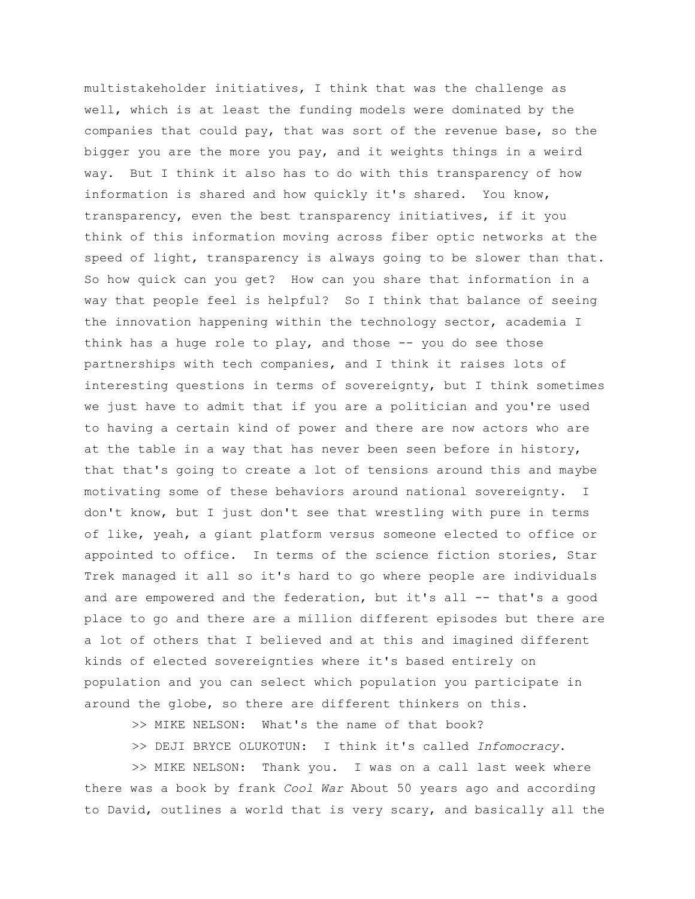multistakeholder initiatives, I think that was the challenge as well, which is at least the funding models were dominated by the companies that could pay, that was sort of the revenue base, so the bigger you are the more you pay, and it weights things in a weird way. But I think it also has to do with this transparency of how information is shared and how quickly it's shared. You know, transparency, even the best transparency initiatives, if it you think of this information moving across fiber optic networks at the speed of light, transparency is always going to be slower than that. So how quick can you get? How can you share that information in a way that people feel is helpful? So I think that balance of seeing the innovation happening within the technology sector, academia I think has a huge role to play, and those -- you do see those partnerships with tech companies, and I think it raises lots of interesting questions in terms of sovereignty, but I think sometimes we just have to admit that if you are a politician and you're used to having a certain kind of power and there are now actors who are at the table in a way that has never been seen before in history, that that's going to create a lot of tensions around this and maybe motivating some of these behaviors around national sovereignty. I don't know, but I just don't see that wrestling with pure in terms of like, yeah, a giant platform versus someone elected to office or appointed to office. In terms of the science fiction stories, Star Trek managed it all so it's hard to go where people are individuals and are empowered and the federation, but it's all -- that's a good place to go and there are a million different episodes but there are a lot of others that I believed and at this and imagined different kinds of elected sovereignties where it's based entirely on population and you can select which population you participate in around the globe, so there are different thinkers on this.

>> MIKE NELSON: What's the name of that book?

>> DEJI BRYCE OLUKOTUN: I think it's called *Infomocracy*.

>> MIKE NELSON: Thank you. I was on a call last week where there was a book by frank *Cool War* About 50 years ago and according to David, outlines a world that is very scary, and basically all the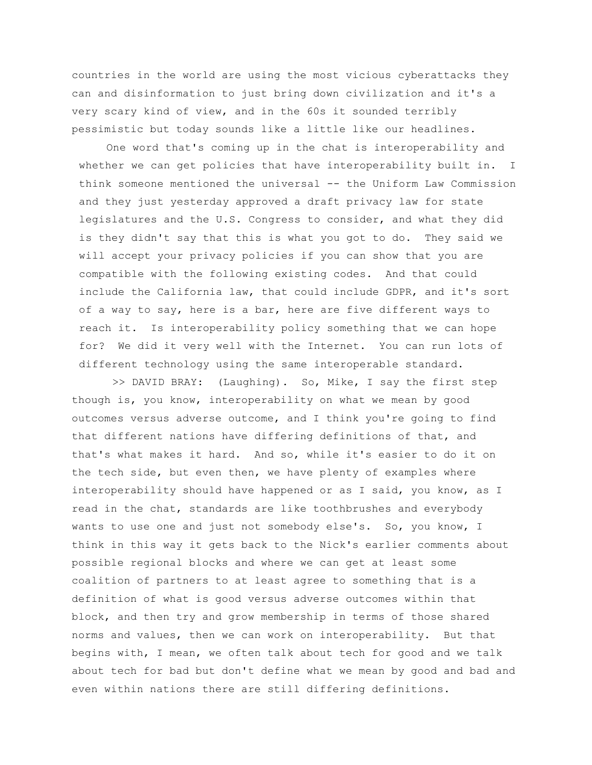countries in the world are using the most vicious cyberattacks they can and disinformation to just bring down civilization and it's a very scary kind of view, and in the 60s it sounded terribly pessimistic but today sounds like a little like our headlines.

One word that's coming up in the chat is interoperability and whether we can get policies that have interoperability built in. I think someone mentioned the universal -- the Uniform Law Commission and they just yesterday approved a draft privacy law for state legislatures and the U.S. Congress to consider, and what they did is they didn't say that this is what you got to do. They said we will accept your privacy policies if you can show that you are compatible with the following existing codes. And that could include the California law, that could include GDPR, and it's sort of a way to say, here is a bar, here are five different ways to reach it. Is interoperability policy something that we can hope for? We did it very well with the Internet. You can run lots of different technology using the same interoperable standard.

>> DAVID BRAY: (Laughing). So, Mike, I say the first step though is, you know, interoperability on what we mean by good outcomes versus adverse outcome, and I think you're going to find that different nations have differing definitions of that, and that's what makes it hard. And so, while it's easier to do it on the tech side, but even then, we have plenty of examples where interoperability should have happened or as I said, you know, as I read in the chat, standards are like toothbrushes and everybody wants to use one and just not somebody else's. So, you know, I think in this way it gets back to the Nick's earlier comments about possible regional blocks and where we can get at least some coalition of partners to at least agree to something that is a definition of what is good versus adverse outcomes within that block, and then try and grow membership in terms of those shared norms and values, then we can work on interoperability. But that begins with, I mean, we often talk about tech for good and we talk about tech for bad but don't define what we mean by good and bad and even within nations there are still differing definitions.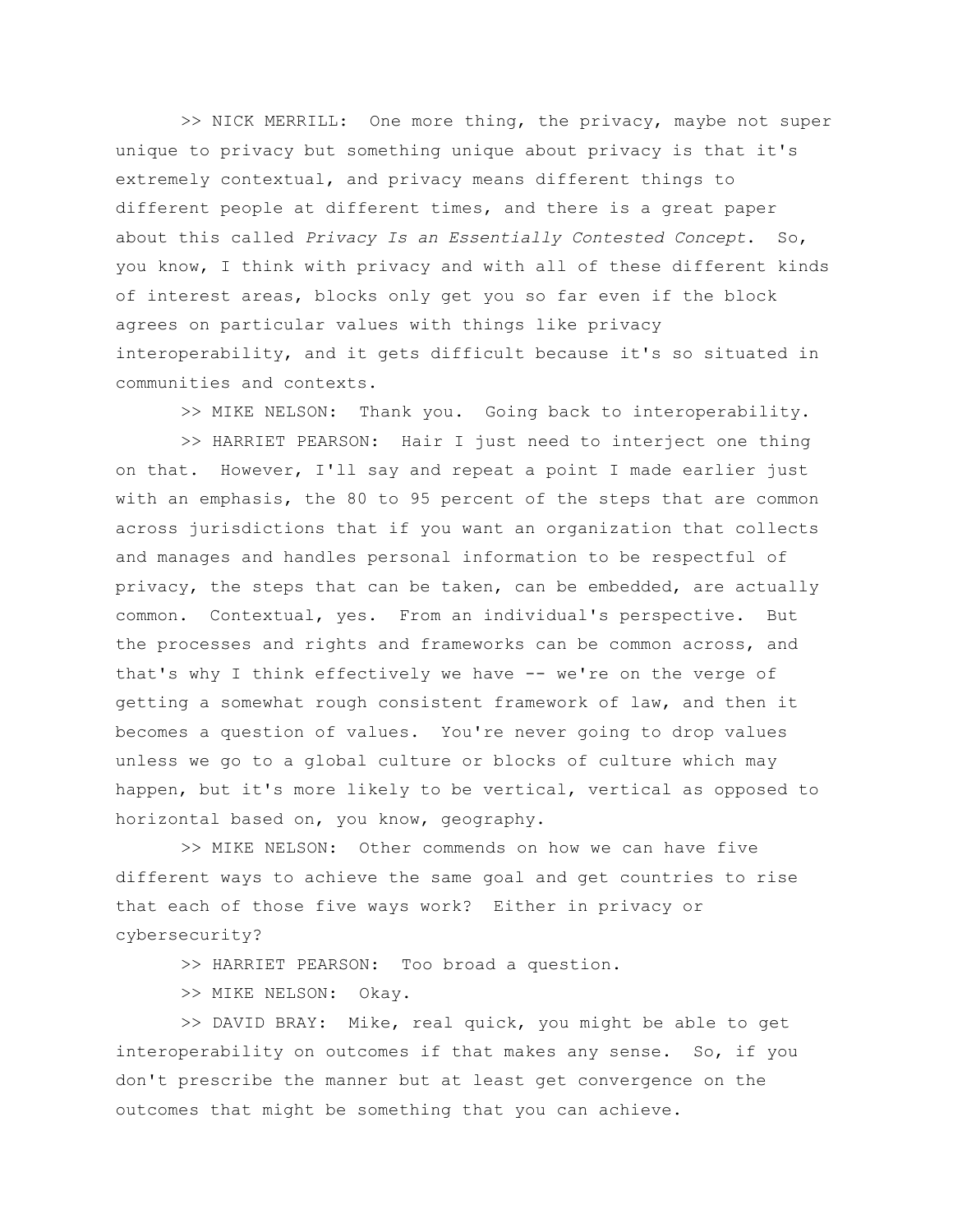>> NICK MERRILL: One more thing, the privacy, maybe not super unique to privacy but something unique about privacy is that it's extremely contextual, and privacy means different things to different people at different times, and there is a great paper about this called *Privacy Is an Essentially Contested Concept*. So, you know, I think with privacy and with all of these different kinds of interest areas, blocks only get you so far even if the block agrees on particular values with things like privacy interoperability, and it gets difficult because it's so situated in communities and contexts.

>> MIKE NELSON: Thank you. Going back to interoperability.

>> HARRIET PEARSON: Hair I just need to interject one thing on that. However, I'll say and repeat a point I made earlier just with an emphasis, the 80 to 95 percent of the steps that are common across jurisdictions that if you want an organization that collects and manages and handles personal information to be respectful of privacy, the steps that can be taken, can be embedded, are actually common. Contextual, yes. From an individual's perspective. But the processes and rights and frameworks can be common across, and that's why I think effectively we have -- we're on the verge of getting a somewhat rough consistent framework of law, and then it becomes a question of values. You're never going to drop values unless we go to a global culture or blocks of culture which may happen, but it's more likely to be vertical, vertical as opposed to horizontal based on, you know, geography.

>> MIKE NELSON: Other commends on how we can have five different ways to achieve the same goal and get countries to rise that each of those five ways work? Either in privacy or cybersecurity?

>> HARRIET PEARSON: Too broad a question.

>> MIKE NELSON: Okay.

>> DAVID BRAY: Mike, real quick, you might be able to get interoperability on outcomes if that makes any sense. So, if you don't prescribe the manner but at least get convergence on the outcomes that might be something that you can achieve.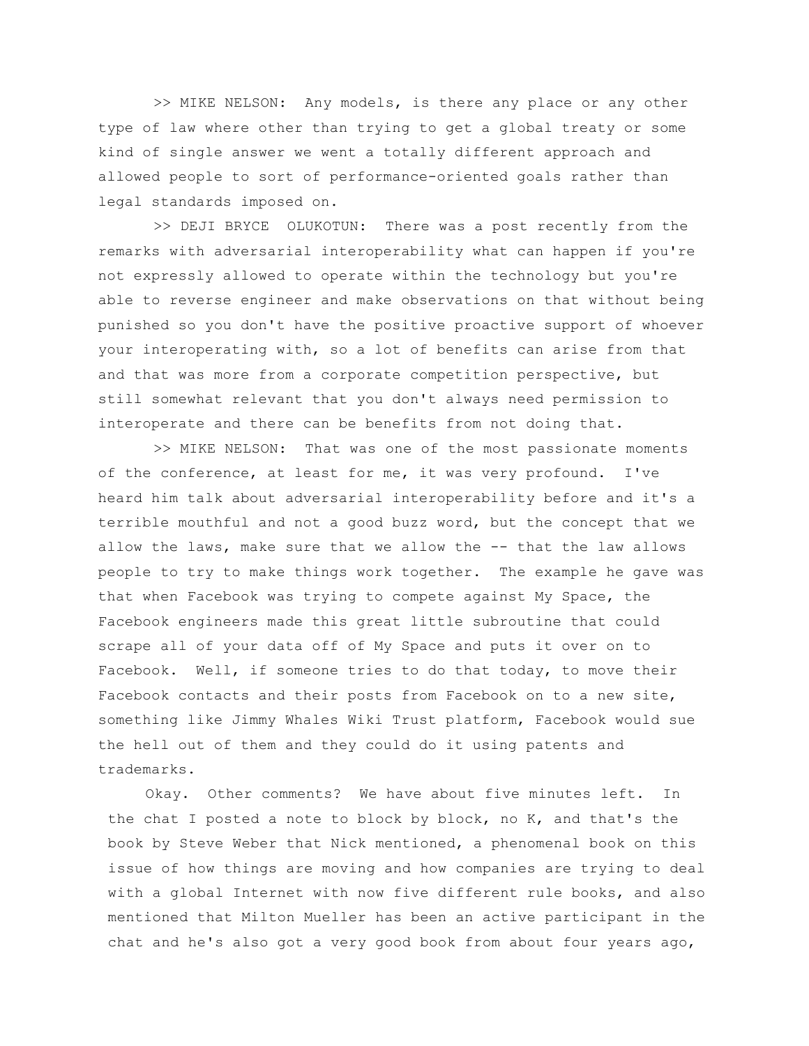>> MIKE NELSON: Any models, is there any place or any other type of law where other than trying to get a global treaty or some kind of single answer we went a totally different approach and allowed people to sort of performance-oriented goals rather than legal standards imposed on.

>> DEJI BRYCE OLUKOTUN: There was a post recently from the remarks with adversarial interoperability what can happen if you're not expressly allowed to operate within the technology but you're able to reverse engineer and make observations on that without being punished so you don't have the positive proactive support of whoever your interoperating with, so a lot of benefits can arise from that and that was more from a corporate competition perspective, but still somewhat relevant that you don't always need permission to interoperate and there can be benefits from not doing that.

>> MIKE NELSON: That was one of the most passionate moments of the conference, at least for me, it was very profound. I've heard him talk about adversarial interoperability before and it's a terrible mouthful and not a good buzz word, but the concept that we allow the laws, make sure that we allow the -- that the law allows people to try to make things work together. The example he gave was that when Facebook was trying to compete against My Space, the Facebook engineers made this great little subroutine that could scrape all of your data off of My Space and puts it over on to Facebook. Well, if someone tries to do that today, to move their Facebook contacts and their posts from Facebook on to a new site, something like Jimmy Whales Wiki Trust platform, Facebook would sue the hell out of them and they could do it using patents and trademarks.

Okay. Other comments? We have about five minutes left. In the chat I posted a note to block by block, no K, and that's the book by Steve Weber that Nick mentioned, a phenomenal book on this issue of how things are moving and how companies are trying to deal with a global Internet with now five different rule books, and also mentioned that Milton Mueller has been an active participant in the chat and he's also got a very good book from about four years ago,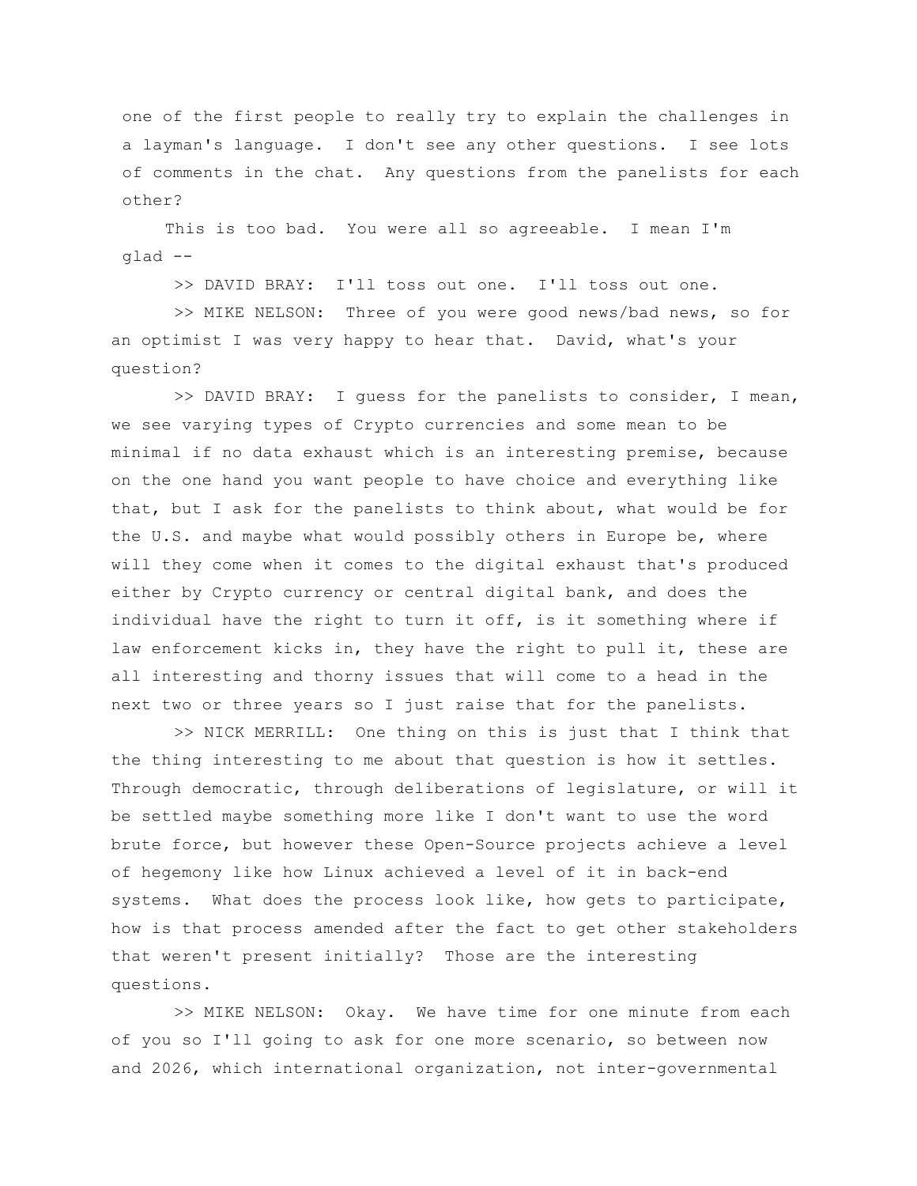one of the first people to really try to explain the challenges in a layman's language.  I don't see any other questions.  I see lots of comments in the chat.  Any questions from the panelists for each other?

This is too bad.  You were all so agreeable.  I mean I'm glad --

>> DAVID BRAY:  I'll toss out one.  I'll toss out one.

>> MIKE NELSON:  Three of you were good news/bad news, so for an optimist I was very happy to hear that.  David, what's your question?

>> DAVID BRAY:  I guess for the panelists to consider, I mean, we see varying types of Crypto currencies and some mean to be minimal if no data exhaust which is an interesting premise, because on the one hand you want people to have choice and everything like that, but I ask for the panelists to think about, what would be for the U.S. and maybe what would possibly others in Europe be, where will they come when it comes to the digital exhaust that's produced either by Crypto currency or central digital bank, and does the individual have the right to turn it off, is it something where if law enforcement kicks in, they have the right to pull it, these are all interesting and thorny issues that will come to a head in the next two or three years so I just raise that for the panelists.

>> NICK MERRILL:  One thing on this is just that I think that the thing interesting to me about that question is how it settles. Through democratic, through deliberations of legislature, or will it be settled maybe something more like I don't want to use the word brute force, but however these Open-Source projects achieve a level of hegemony like how Linux achieved a level of it in back-end systems.  What does the process look like, how gets to participate, how is that process amended after the fact to get other stakeholders that weren't present initially?  Those are the interesting questions.

>> MIKE NELSON:  Okay.  We have time for one minute from each of you so I'll going to ask for one more scenario, so between now and 2026, which international organization, not inter-governmental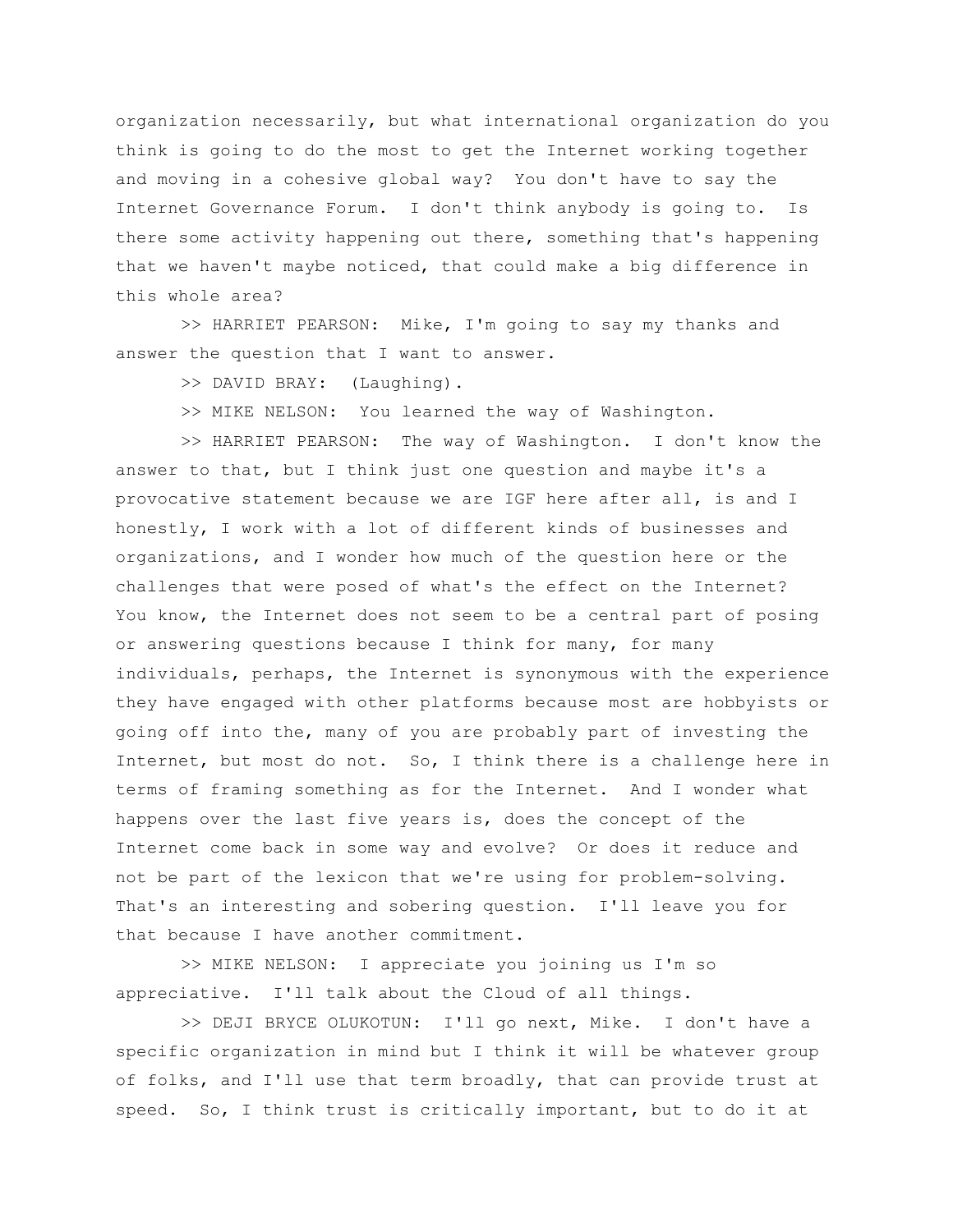organization necessarily, but what international organization do you think is going to do the most to get the Internet working together and moving in a cohesive global way? You don't have to say the Internet Governance Forum. I don't think anybody is going to. Is there some activity happening out there, something that's happening that we haven't maybe noticed, that could make a big difference in this whole area?

>> HARRIET PEARSON: Mike, I'm going to say my thanks and answer the question that I want to answer.

>> DAVID BRAY: (Laughing).

>> MIKE NELSON: You learned the way of Washington.

>> HARRIET PEARSON: The way of Washington. I don't know the answer to that, but I think just one question and maybe it's a provocative statement because we are IGF here after all, is and I honestly, I work with a lot of different kinds of businesses and organizations, and I wonder how much of the question here or the challenges that were posed of what's the effect on the Internet? You know, the Internet does not seem to be a central part of posing or answering questions because I think for many, for many individuals, perhaps, the Internet is synonymous with the experience they have engaged with other platforms because most are hobbyists or going off into the, many of you are probably part of investing the Internet, but most do not. So, I think there is a challenge here in terms of framing something as for the Internet. And I wonder what happens over the last five years is, does the concept of the Internet come back in some way and evolve? Or does it reduce and not be part of the lexicon that we're using for problem-solving. That's an interesting and sobering question. I'll leave you for that because I have another commitment.

>> MIKE NELSON: I appreciate you joining us I'm so appreciative. I'll talk about the Cloud of all things.

>> DEJI BRYCE OLUKOTUN: I'll go next, Mike. I don't have a specific organization in mind but I think it will be whatever group of folks, and I'll use that term broadly, that can provide trust at speed. So, I think trust is critically important, but to do it at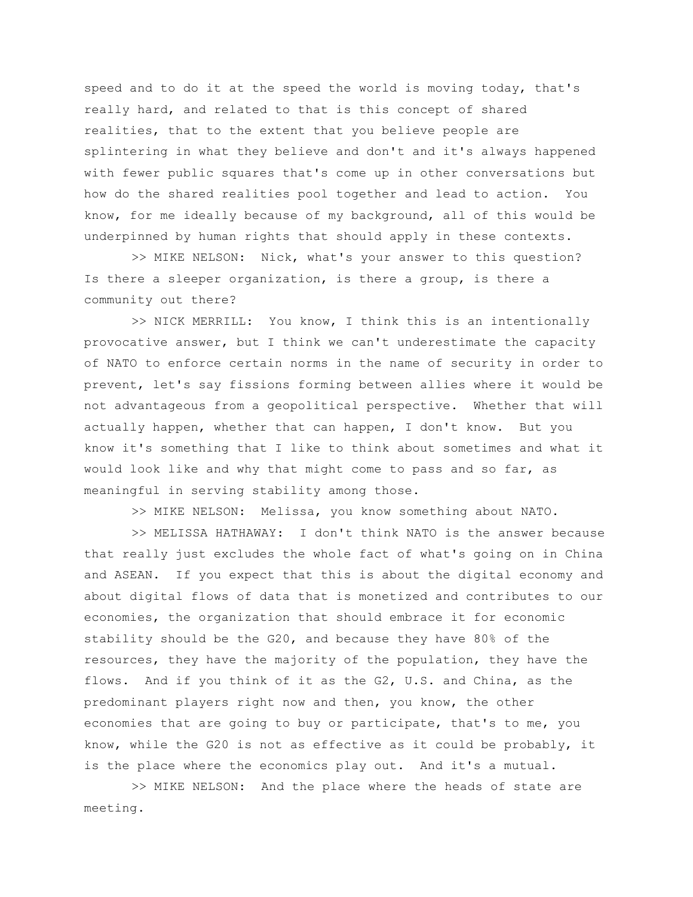speed and to do it at the speed the world is moving today, that's really hard, and related to that is this concept of shared realities, that to the extent that you believe people are splintering in what they believe and don't and it's always happened with fewer public squares that's come up in other conversations but how do the shared realities pool together and lead to action. You know, for me ideally because of my background, all of this would be underpinned by human rights that should apply in these contexts.

>> MIKE NELSON: Nick, what's your answer to this question? Is there a sleeper organization, is there a group, is there a community out there?

>> NICK MERRILL: You know, I think this is an intentionally provocative answer, but I think we can't underestimate the capacity of NATO to enforce certain norms in the name of security in order to prevent, let's say fissions forming between allies where it would be not advantageous from a geopolitical perspective. Whether that will actually happen, whether that can happen, I don't know. But you know it's something that I like to think about sometimes and what it would look like and why that might come to pass and so far, as meaningful in serving stability among those.

>> MIKE NELSON: Melissa, you know something about NATO.

>> MELISSA HATHAWAY: I don't think NATO is the answer because that really just excludes the whole fact of what's going on in China and ASEAN. If you expect that this is about the digital economy and about digital flows of data that is monetized and contributes to our economies, the organization that should embrace it for economic stability should be the G20, and because they have 80% of the resources, they have the majority of the population, they have the flows. And if you think of it as the G2, U.S. and China, as the predominant players right now and then, you know, the other economies that are going to buy or participate, that's to me, you know, while the G20 is not as effective as it could be probably, it is the place where the economics play out. And it's a mutual.

>> MIKE NELSON: And the place where the heads of state are meeting.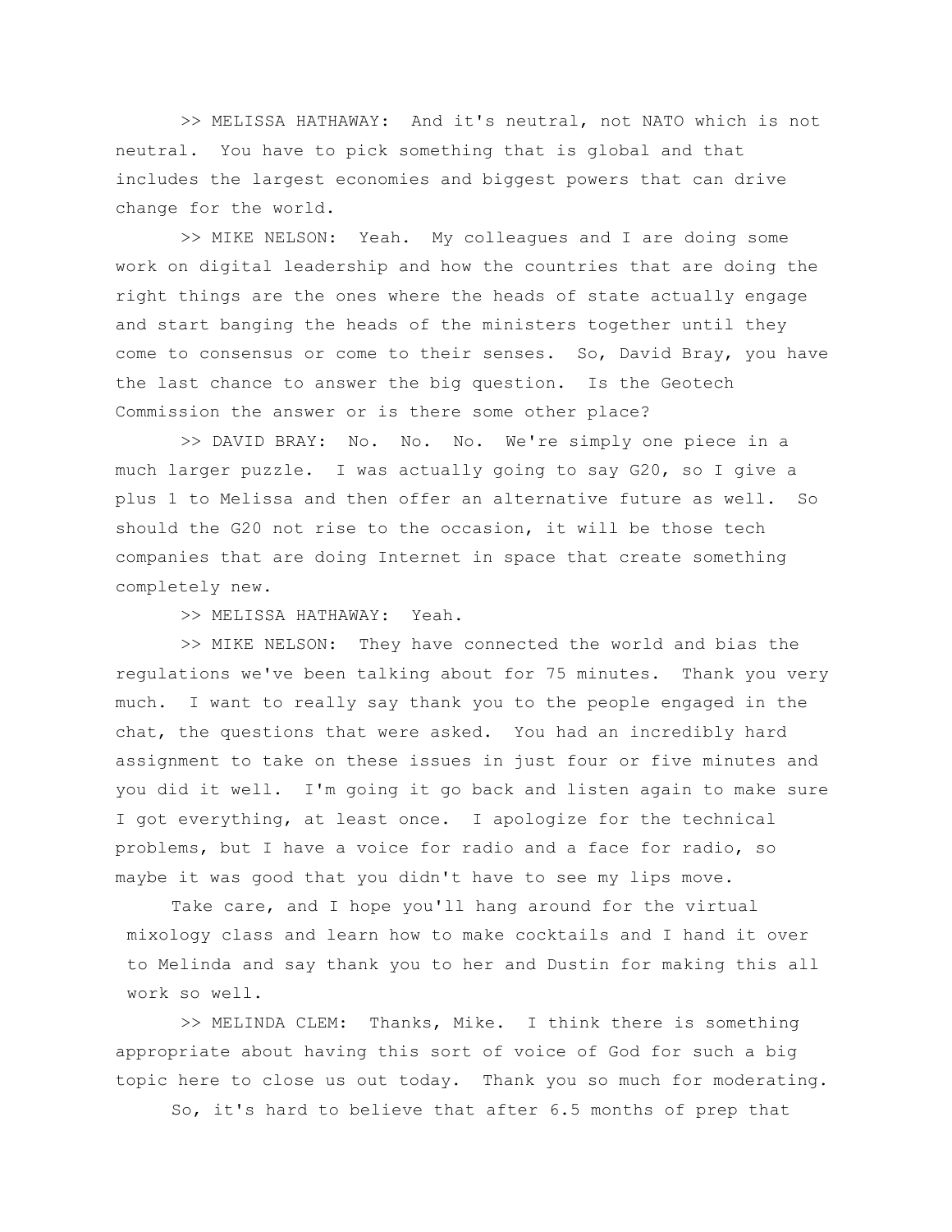>> MELISSA HATHAWAY: And it's neutral, not NATO which is not neutral. You have to pick something that is global and that includes the largest economies and biggest powers that can drive change for the world.

>> MIKE NELSON: Yeah. My colleagues and I are doing some work on digital leadership and how the countries that are doing the right things are the ones where the heads of state actually engage and start banging the heads of the ministers together until they come to consensus or come to their senses. So, David Bray, you have the last chance to answer the big question. Is the Geotech Commission the answer or is there some other place?

>> DAVID BRAY: No. No. No. We're simply one piece in a much larger puzzle. I was actually going to say G20, so I give a plus 1 to Melissa and then offer an alternative future as well. So should the G20 not rise to the occasion, it will be those tech companies that are doing Internet in space that create something completely new.

>> MELISSA HATHAWAY: Yeah.

>> MIKE NELSON: They have connected the world and bias the regulations we've been talking about for 75 minutes. Thank you very much. I want to really say thank you to the people engaged in the chat, the questions that were asked. You had an incredibly hard assignment to take on these issues in just four or five minutes and you did it well. I'm going it go back and listen again to make sure I got everything, at least once. I apologize for the technical problems, but I have a voice for radio and a face for radio, so maybe it was good that you didn't have to see my lips move.

Take care, and I hope you'll hang around for the virtual mixology class and learn how to make cocktails and I hand it over to Melinda and say thank you to her and Dustin for making this all work so well.

>> MELINDA CLEM: Thanks, Mike. I think there is something appropriate about having this sort of voice of God for such a big topic here to close us out today. Thank you so much for moderating.

So, it's hard to believe that after 6.5 months of prep that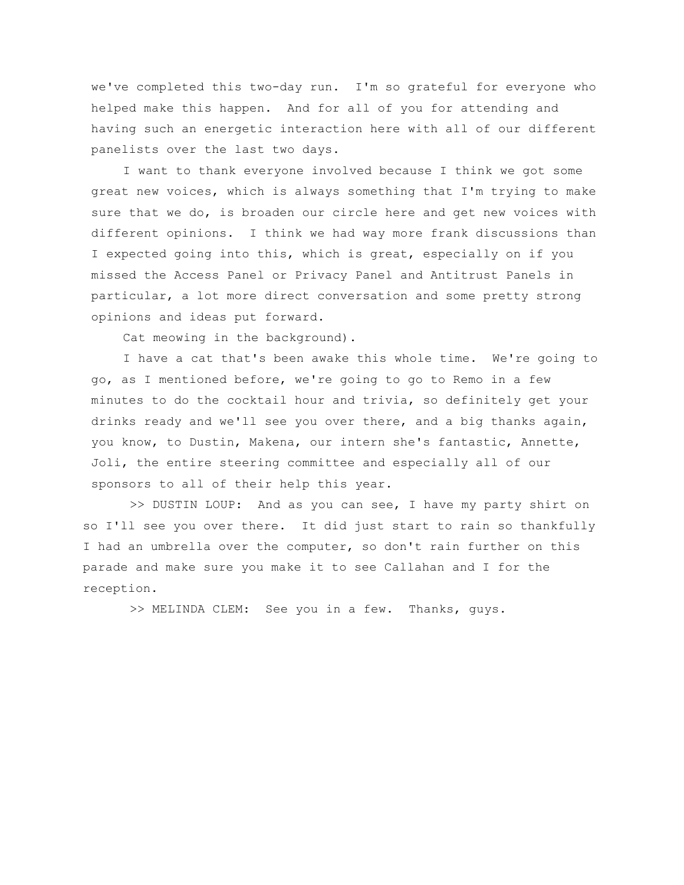we've completed this two-day run. I'm so grateful for everyone who helped make this happen. And for all of you for attending and having such an energetic interaction here with all of our different panelists over the last two days.

I want to thank everyone involved because I think we got some great new voices, which is always something that I'm trying to make sure that we do, is broaden our circle here and get new voices with different opinions. I think we had way more frank discussions than I expected going into this, which is great, especially on if you missed the Access Panel or Privacy Panel and Antitrust Panels in particular, a lot more direct conversation and some pretty strong opinions and ideas put forward.

Cat meowing in the background).

I have a cat that's been awake this whole time. We're going to go, as I mentioned before, we're going to go to Remo in a few minutes to do the cocktail hour and trivia, so definitely get your drinks ready and we'll see you over there, and a big thanks again, you know, to Dustin, Makena, our intern she's fantastic, Annette, Joli, the entire steering committee and especially all of our sponsors to all of their help this year.

>> DUSTIN LOUP: And as you can see, I have my party shirt on so I'll see you over there. It did just start to rain so thankfully I had an umbrella over the computer, so don't rain further on this parade and make sure you make it to see Callahan and I for the reception.

>> MELINDA CLEM: See you in a few. Thanks, guys.